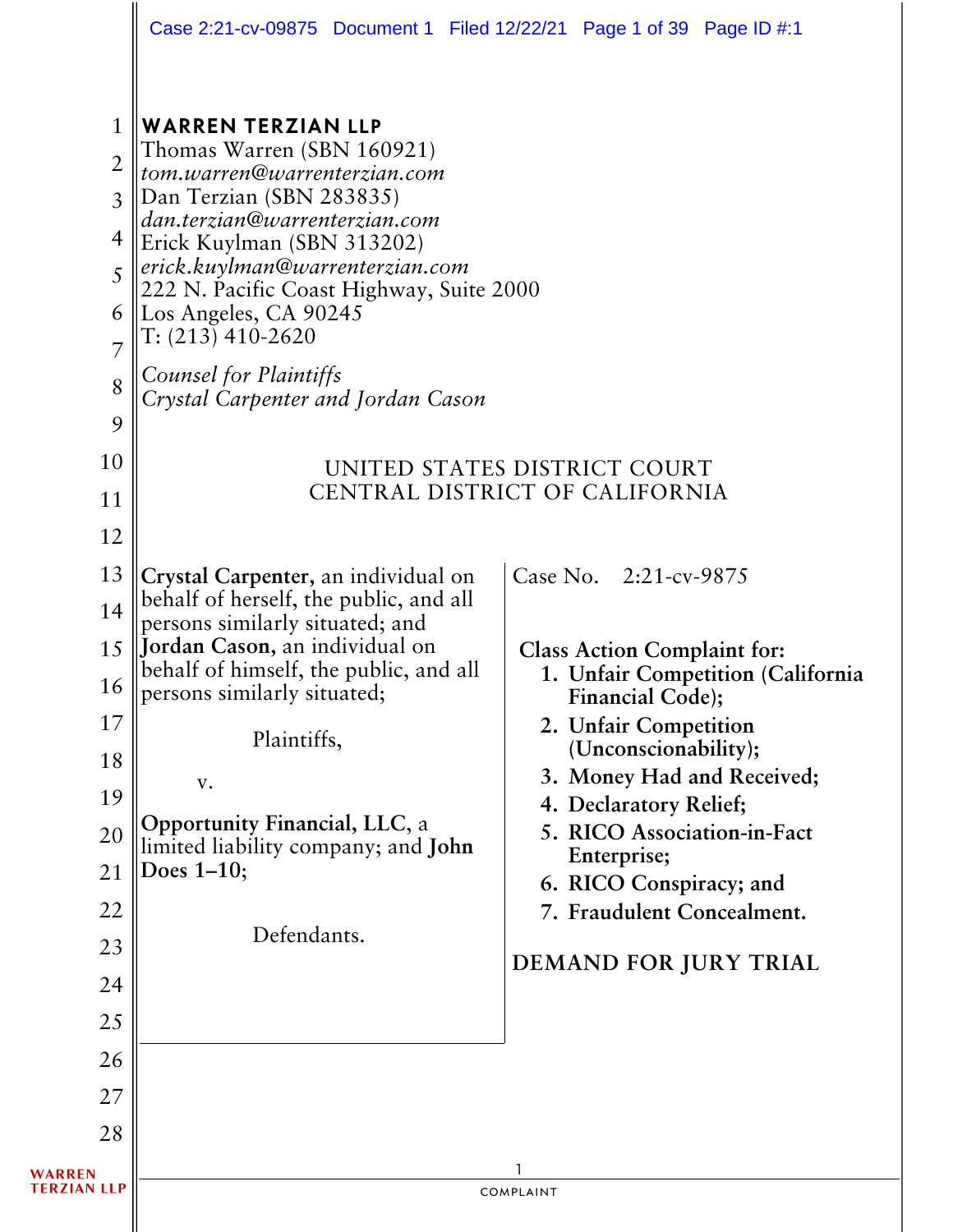**WARREN TERZIAN LLP**
Thomas Warren (SBN 160921)
*tom.warren@warrenterzian.com*
Dan Terzian (SBN 283835)
*dan.terzian@warrenterzian.com*
Erick Kuylman (SBN 313202)
*erick.kuylman@warrenterzian.com*
222 N. Pacific Coast Highway, Suite 2000
Los Angeles, CA 90245
T: (213) 410-2620

*Counsel for Plaintiffs*
*Crystal Carpenter and Jordan Cason*

UNITED STATES DISTRICT COURT
CENTRAL DISTRICT OF CALIFORNIA

**Crystal Carpenter,** an individual on behalf of herself, the public, and all persons similarly situated; and **Jordan Cason,** an individual on behalf of himself, the public, and all persons similarly situated;

Plaintiffs,

v.

**Opportunity Financial, LLC,** a limited liability company; and **John Does 1–10;**

Defendants.

Case No. 2:21-cv-9875

**Class Action Complaint for:**

1. **Unfair Competition (California Financial Code);**
2. **Unfair Competition (Unconscionability);**
3. **Money Had and Received;**
4. **Declaratory Relief;**
5. **RICO Association-in-Fact Enterprise;**
6. **RICO Conspiracy; and**
7. **Fraudulent Concealment.**

**DEMAND FOR JURY TRIAL**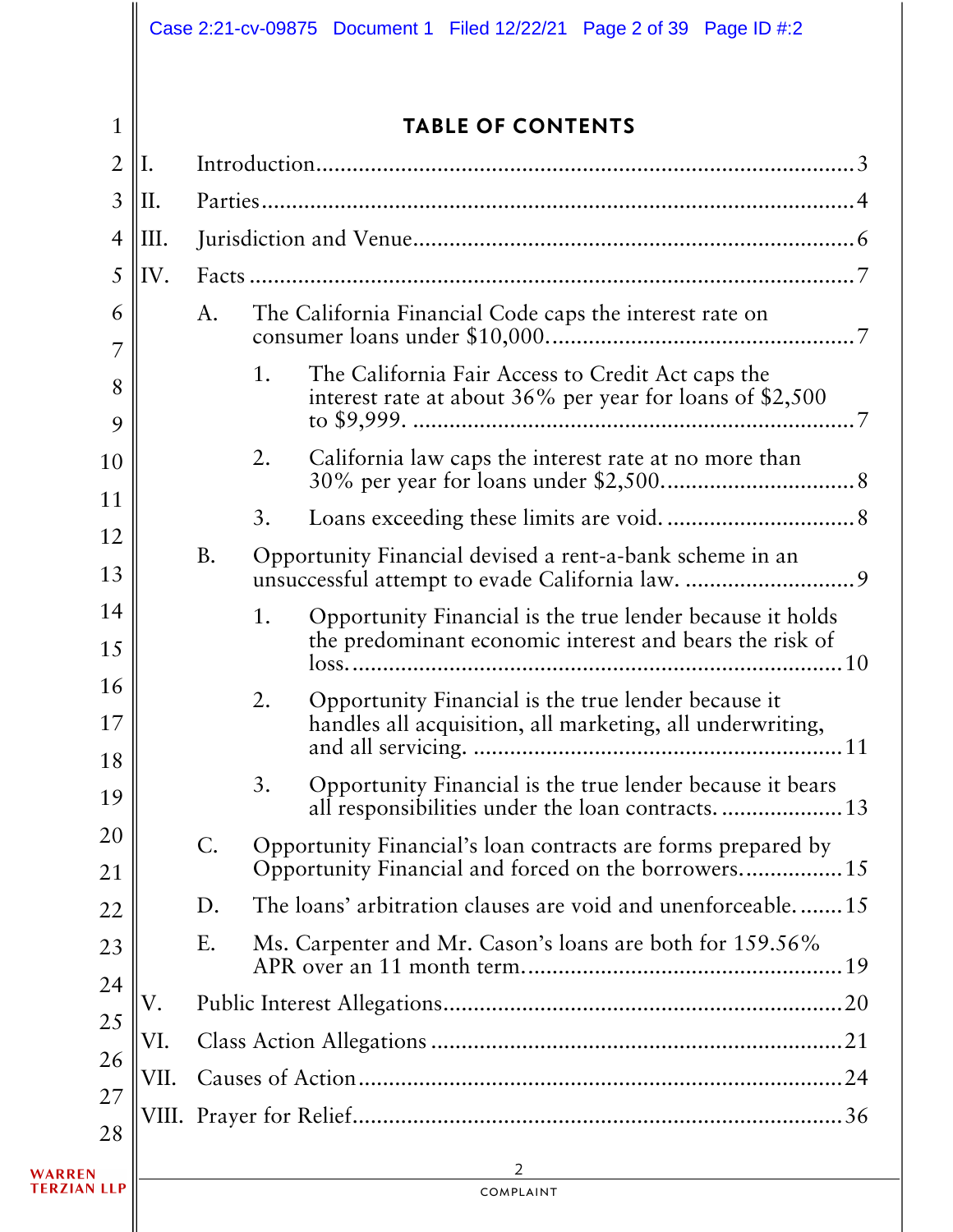# TABLE OF CONTENTS

I. Introduction .......... 3

II. Parties .......... 4

III. Jurisdiction and Venue .......... 6

IV. Facts .......... 7

- A. The California Financial Code caps the interest rate on consumer loans under $10,000. .......... 7
  - 1. The California Fair Access to Credit Act caps the interest rate at about 36% per year for loans of $2,500 to $9,999. .......... 7
  - 2. California law caps the interest rate at no more than 30% per year for loans under $2,500. .......... 8
  - 3. Loans exceeding these limits are void. .......... 8
- B. Opportunity Financial devised a rent-a-bank scheme in an unsuccessful attempt to evade California law. .......... 9
  - 1. Opportunity Financial is the true lender because it holds the predominant economic interest and bears the risk of loss. .......... 10
  - 2. Opportunity Financial is the true lender because it handles all acquisition, all marketing, all underwriting, and all servicing. .......... 11
  - 3. Opportunity Financial is the true lender because it bears all responsibilities under the loan contracts. .......... 13
- C. Opportunity Financial's loan contracts are forms prepared by Opportunity Financial and forced on the borrowers. .......... 15
- D. The loans' arbitration clauses are void and unenforceable. .......... 15
- E. Ms. Carpenter and Mr. Cason's loans are both for 159.56% APR over an 11 month term. .......... 19

V. Public Interest Allegations .......... 20

VI. Class Action Allegations .......... 21

VII. Causes of Action .......... 24

VIII. Prayer for Relief .......... 36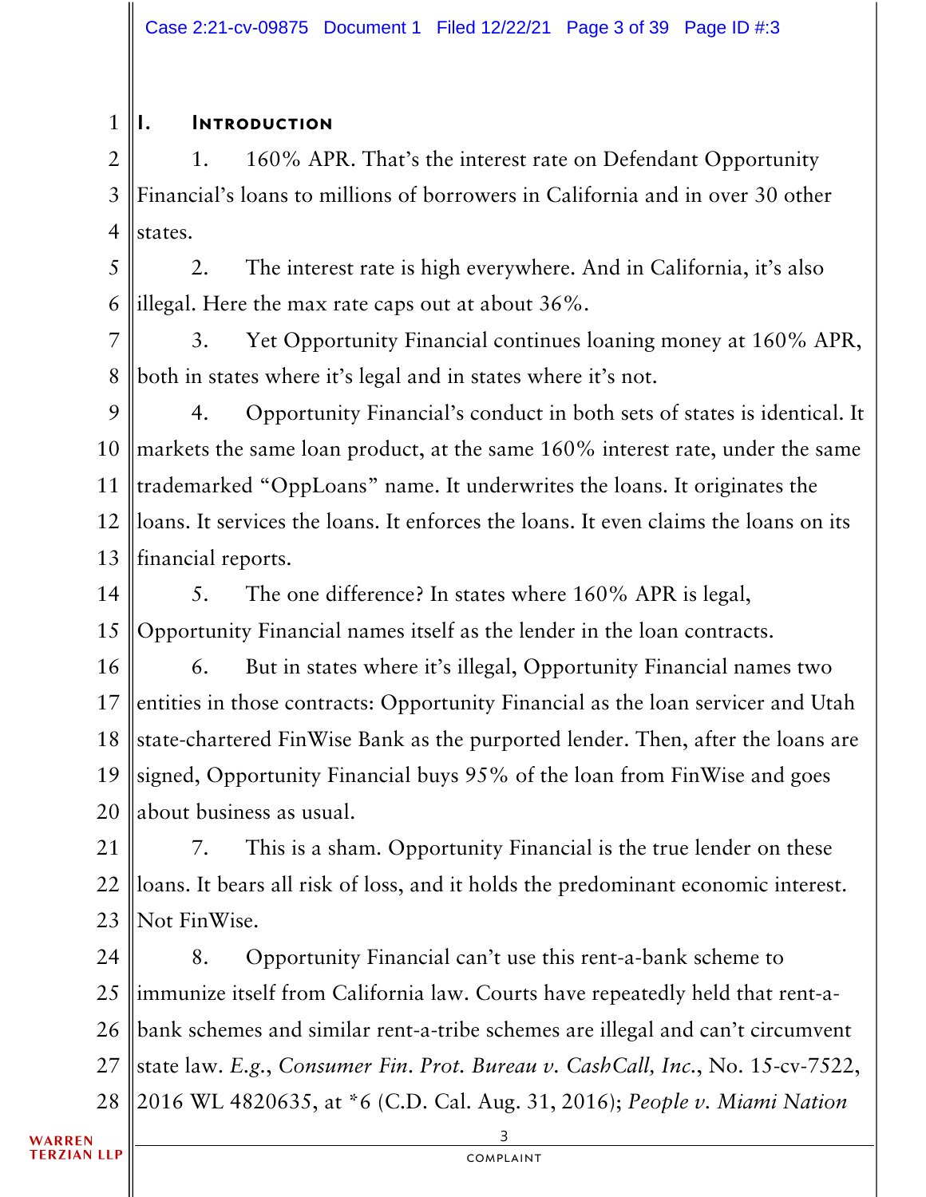## I. Introduction

1. 160% APR. That's the interest rate on Defendant Opportunity Financial's loans to millions of borrowers in California and in over 30 other states.

2. The interest rate is high everywhere. And in California, it's also illegal. Here the max rate caps out at about 36%.

3. Yet Opportunity Financial continues loaning money at 160% APR, both in states where it's legal and in states where it's not.

4. Opportunity Financial's conduct in both sets of states is identical. It markets the same loan product, at the same 160% interest rate, under the same trademarked "OppLoans" name. It underwrites the loans. It originates the loans. It services the loans. It enforces the loans. It even claims the loans on its financial reports.

5. The one difference? In states where 160% APR is legal, Opportunity Financial names itself as the lender in the loan contracts.

6. But in states where it's illegal, Opportunity Financial names two entities in those contracts: Opportunity Financial as the loan servicer and Utah state-chartered FinWise Bank as the purported lender. Then, after the loans are signed, Opportunity Financial buys 95% of the loan from FinWise and goes about business as usual.

7. This is a sham. Opportunity Financial is the true lender on these loans. It bears all risk of loss, and it holds the predominant economic interest. Not FinWise.

8. Opportunity Financial can't use this rent-a-bank scheme to immunize itself from California law. Courts have repeatedly held that rent-a-bank schemes and similar rent-a-tribe schemes are illegal and can't circumvent state law. *E.g.*, *Consumer Fin. Prot. Bureau v. CashCall, Inc.*, No. 15-cv-7522, 2016 WL 4820635, at *6 (C.D. Cal. Aug. 31, 2016); *People v. Miami Nation*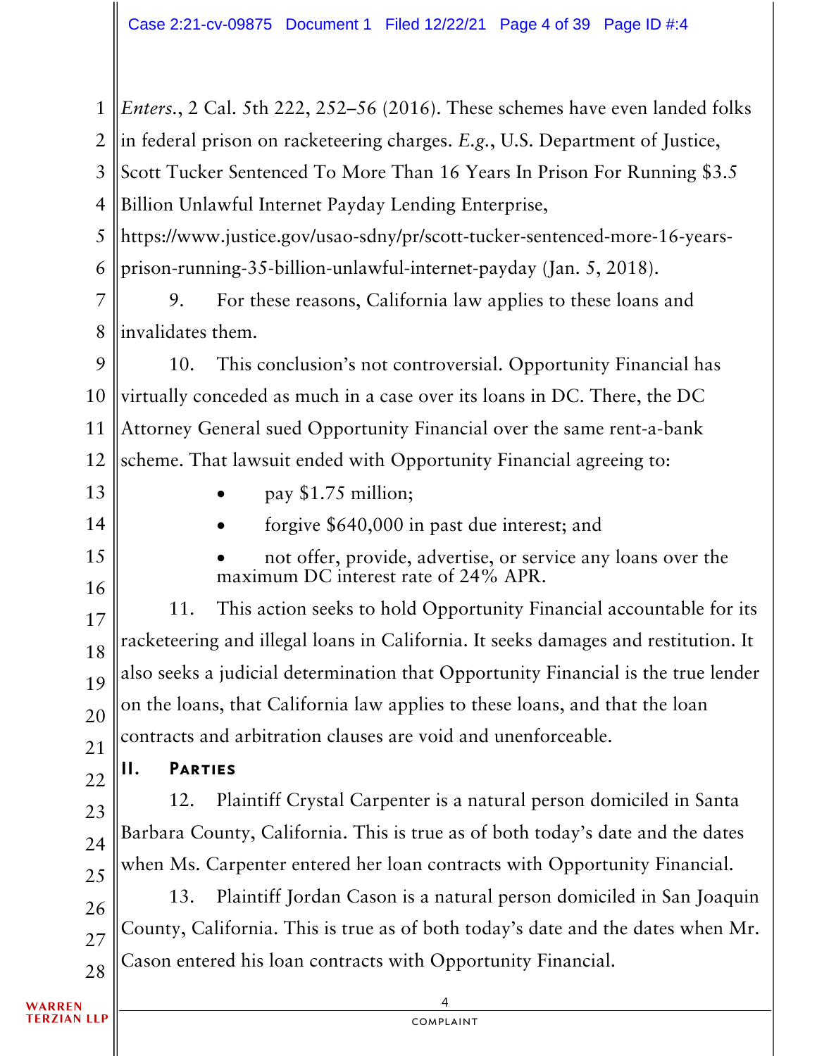*Enters.*, 2 Cal. 5th 222, 252–56 (2016). These schemes have even landed folks in federal prison on racketeering charges. *E.g.*, U.S. Department of Justice, Scott Tucker Sentenced To More Than 16 Years In Prison For Running $3.5 Billion Unlawful Internet Payday Lending Enterprise, https://www.justice.gov/usao-sdny/pr/scott-tucker-sentenced-more-16-years-prison-running-35-billion-unlawful-internet-payday (Jan. 5, 2018).

9. For these reasons, California law applies to these loans and invalidates them.

10. This conclusion's not controversial. Opportunity Financial has virtually conceded as much in a case over its loans in DC. There, the DC Attorney General sued Opportunity Financial over the same rent-a-bank scheme. That lawsuit ended with Opportunity Financial agreeing to:

- pay $1.75 million;
- forgive $640,000 in past due interest; and
- not offer, provide, advertise, or service any loans over the maximum DC interest rate of 24% APR.

11. This action seeks to hold Opportunity Financial accountable for its racketeering and illegal loans in California. It seeks damages and restitution. It also seeks a judicial determination that Opportunity Financial is the true lender on the loans, that California law applies to these loans, and that the loan contracts and arbitration clauses are void and unenforceable.

## II. Parties

12. Plaintiff Crystal Carpenter is a natural person domiciled in Santa Barbara County, California. This is true as of both today's date and the dates when Ms. Carpenter entered her loan contracts with Opportunity Financial.

13. Plaintiff Jordan Cason is a natural person domiciled in San Joaquin County, California. This is true as of both today's date and the dates when Mr. Cason entered his loan contracts with Opportunity Financial.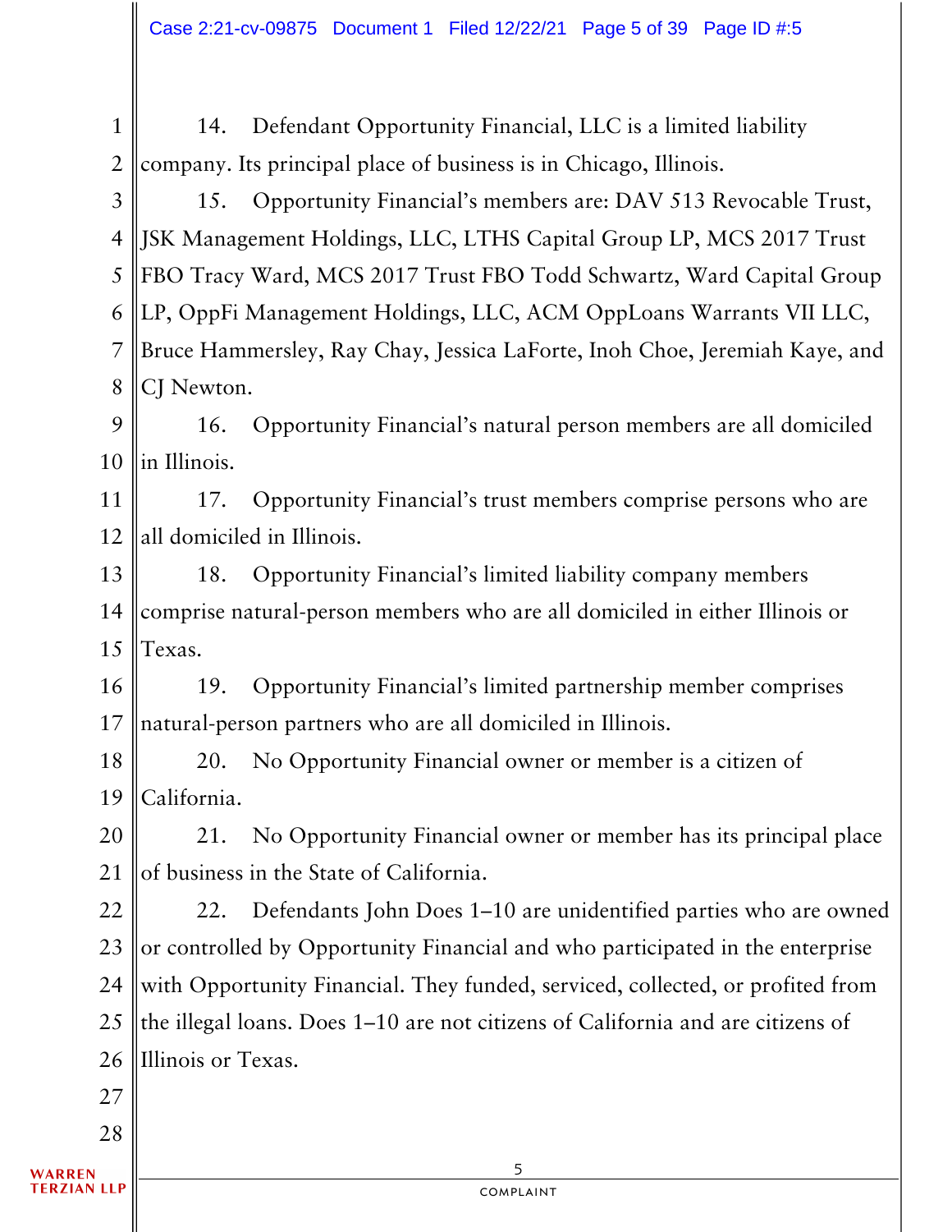14. Defendant Opportunity Financial, LLC is a limited liability company. Its principal place of business is in Chicago, Illinois.

15. Opportunity Financial's members are: DAV 513 Revocable Trust, JSK Management Holdings, LLC, LTHS Capital Group LP, MCS 2017 Trust FBO Tracy Ward, MCS 2017 Trust FBO Todd Schwartz, Ward Capital Group LP, OppFi Management Holdings, LLC, ACM OppLoans Warrants VII LLC, Bruce Hammersley, Ray Chay, Jessica LaForte, Inoh Choe, Jeremiah Kaye, and CJ Newton.

16. Opportunity Financial's natural person members are all domiciled in Illinois.

17. Opportunity Financial's trust members comprise persons who are all domiciled in Illinois.

18. Opportunity Financial's limited liability company members comprise natural-person members who are all domiciled in either Illinois or Texas.

19. Opportunity Financial's limited partnership member comprises natural-person partners who are all domiciled in Illinois.

20. No Opportunity Financial owner or member is a citizen of California.

21. No Opportunity Financial owner or member has its principal place of business in the State of California.

22. Defendants John Does 1–10 are unidentified parties who are owned or controlled by Opportunity Financial and who participated in the enterprise with Opportunity Financial. They funded, serviced, collected, or profited from the illegal loans. Does 1–10 are not citizens of California and are citizens of Illinois or Texas.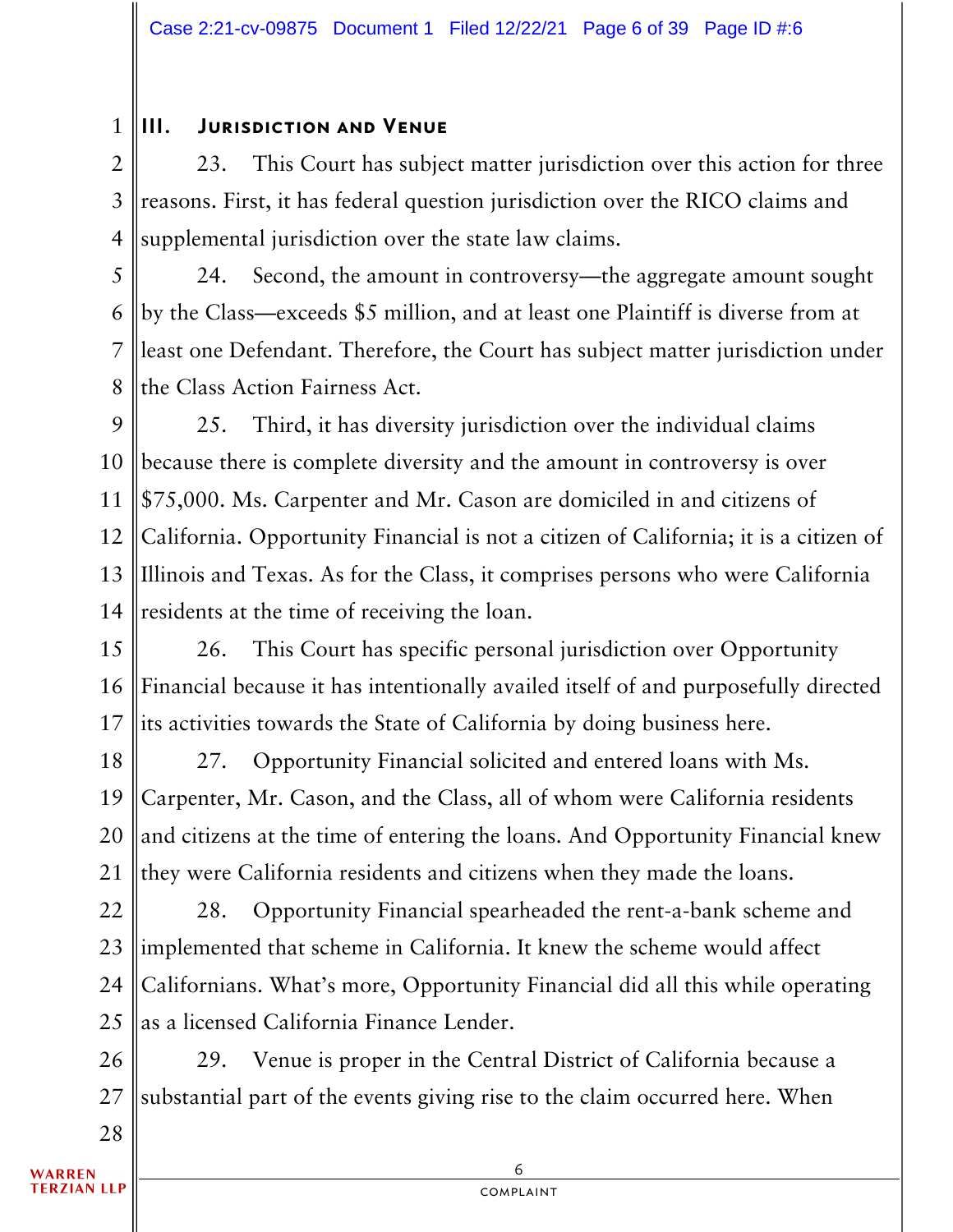## III. Jurisdiction and Venue

23. This Court has subject matter jurisdiction over this action for three reasons. First, it has federal question jurisdiction over the RICO claims and supplemental jurisdiction over the state law claims.

24. Second, the amount in controversy—the aggregate amount sought by the Class—exceeds $5 million, and at least one Plaintiff is diverse from at least one Defendant. Therefore, the Court has subject matter jurisdiction under the Class Action Fairness Act.

25. Third, it has diversity jurisdiction over the individual claims because there is complete diversity and the amount in controversy is over $75,000. Ms. Carpenter and Mr. Cason are domiciled in and citizens of California. Opportunity Financial is not a citizen of California; it is a citizen of Illinois and Texas. As for the Class, it comprises persons who were California residents at the time of receiving the loan.

26. This Court has specific personal jurisdiction over Opportunity Financial because it has intentionally availed itself of and purposefully directed its activities towards the State of California by doing business here.

27. Opportunity Financial solicited and entered loans with Ms. Carpenter, Mr. Cason, and the Class, all of whom were California residents and citizens at the time of entering the loans. And Opportunity Financial knew they were California residents and citizens when they made the loans.

28. Opportunity Financial spearheaded the rent-a-bank scheme and implemented that scheme in California. It knew the scheme would affect Californians. What's more, Opportunity Financial did all this while operating as a licensed California Finance Lender.

29. Venue is proper in the Central District of California because a substantial part of the events giving rise to the claim occurred here. When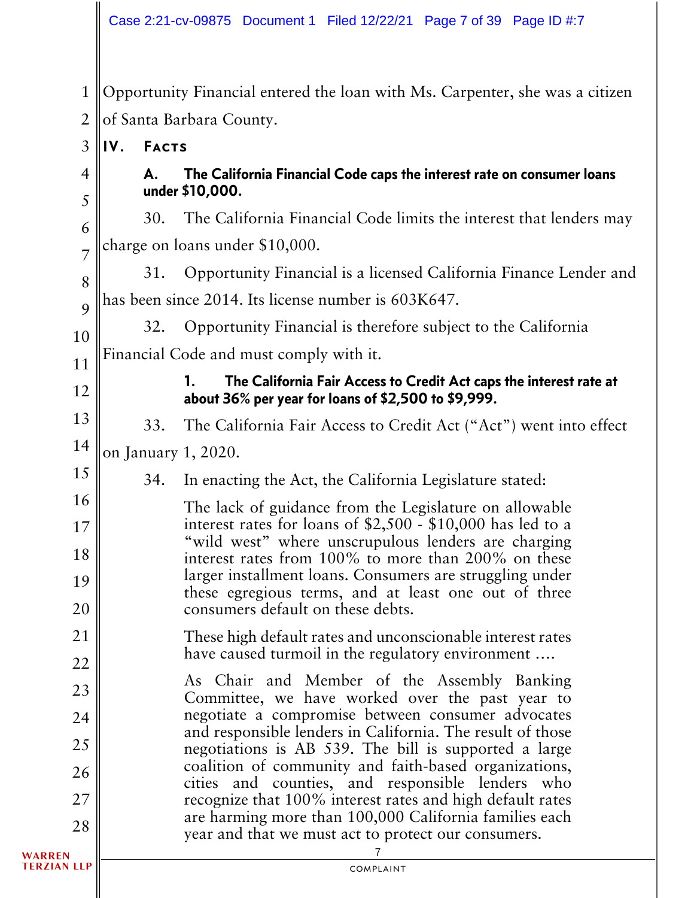Opportunity Financial entered the loan with Ms. Carpenter, she was a citizen of Santa Barbara County.

## IV. Facts

### A. The California Financial Code caps the interest rate on consumer loans under $10,000.

30. The California Financial Code limits the interest that lenders may charge on loans under $10,000.

31. Opportunity Financial is a licensed California Finance Lender and has been since 2014. Its license number is 603K647.

32. Opportunity Financial is therefore subject to the California Financial Code and must comply with it.

#### 1. The California Fair Access to Credit Act caps the interest rate at about 36% per year for loans of $2,500 to $9,999.

33. The California Fair Access to Credit Act ("Act") went into effect on January 1, 2020.

34. In enacting the Act, the California Legislature stated:

> The lack of guidance from the Legislature on allowable interest rates for loans of $2,500 - $10,000 has led to a "wild west" where unscrupulous lenders are charging interest rates from 100% to more than 200% on these larger installment loans. Consumers are struggling under these egregious terms, and at least one out of three consumers default on these debts.
>
> These high default rates and unconscionable interest rates have caused turmoil in the regulatory environment ....
>
> As Chair and Member of the Assembly Banking Committee, we have worked over the past year to negotiate a compromise between consumer advocates and responsible lenders in California. The result of those negotiations is AB 539. The bill is supported a large coalition of community and faith-based organizations, cities and counties, and responsible lenders who recognize that 100% interest rates and high default rates are harming more than 100,000 California families each year and that we must act to protect our consumers.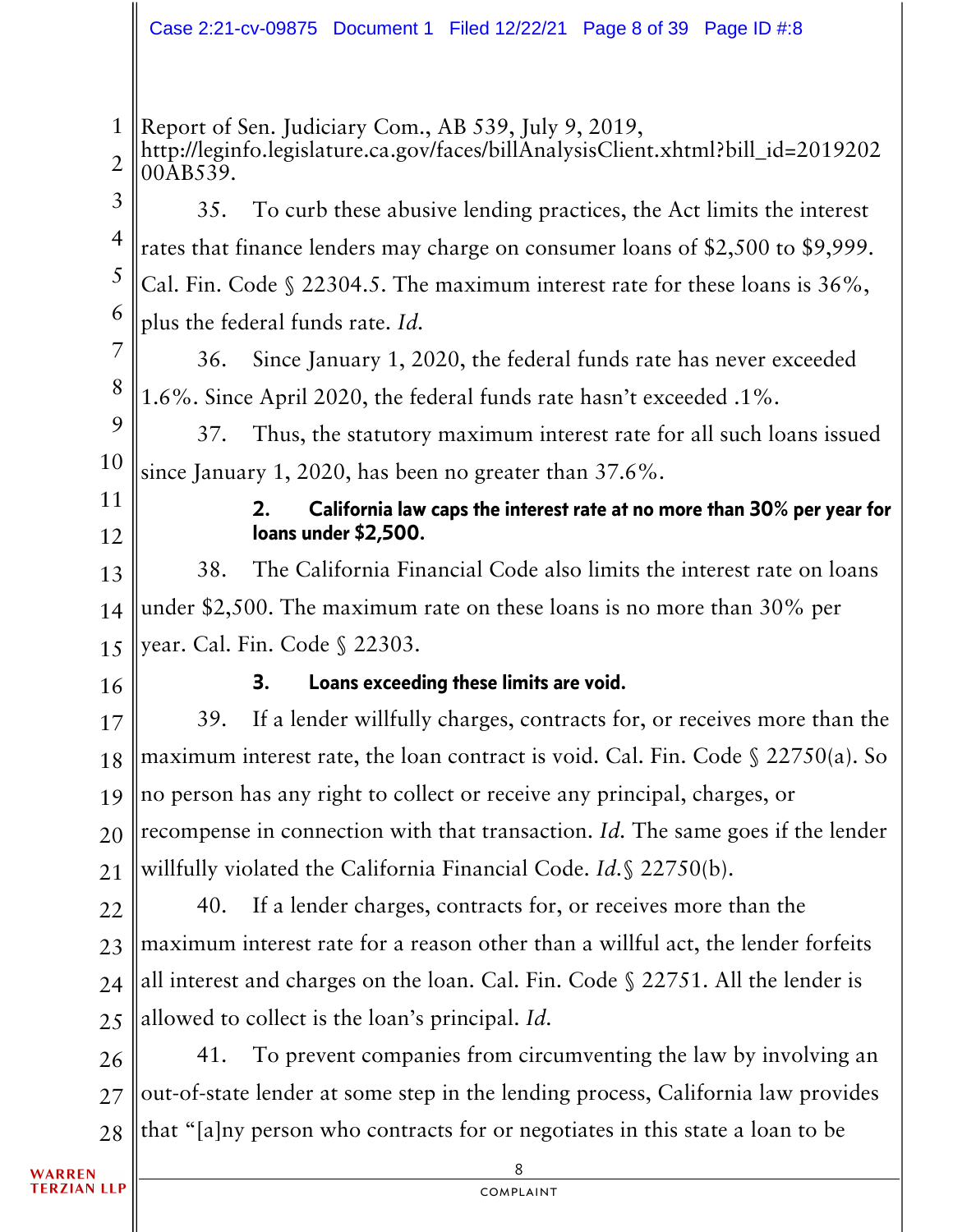Report of Sen. Judiciary Com., AB 539, July 9, 2019, http://leginfo.legislature.ca.gov/faces/billAnalysisClient.xhtml?bill_id=201920200AB539.

35. To curb these abusive lending practices, the Act limits the interest rates that finance lenders may charge on consumer loans of $2,500 to $9,999. Cal. Fin. Code § 22304.5. The maximum interest rate for these loans is 36%, plus the federal funds rate. *Id.*

36. Since January 1, 2020, the federal funds rate has never exceeded 1.6%. Since April 2020, the federal funds rate hasn't exceeded .1%.

37. Thus, the statutory maximum interest rate for all such loans issued since January 1, 2020, has been no greater than 37.6%.

#### 2. California law caps the interest rate at no more than 30% per year for loans under $2,500.

38. The California Financial Code also limits the interest rate on loans under $2,500. The maximum rate on these loans is no more than 30% per year. Cal. Fin. Code § 22303.

#### 3. Loans exceeding these limits are void.

39. If a lender willfully charges, contracts for, or receives more than the maximum interest rate, the loan contract is void. Cal. Fin. Code § 22750(a). So no person has any right to collect or receive any principal, charges, or recompense in connection with that transaction. *Id.* The same goes if the lender willfully violated the California Financial Code. *Id.*§ 22750(b).

40. If a lender charges, contracts for, or receives more than the maximum interest rate for a reason other than a willful act, the lender forfeits all interest and charges on the loan. Cal. Fin. Code § 22751. All the lender is allowed to collect is the loan's principal. *Id.*

41. To prevent companies from circumventing the law by involving an out-of-state lender at some step in the lending process, California law provides that "[a]ny person who contracts for or negotiates in this state a loan to be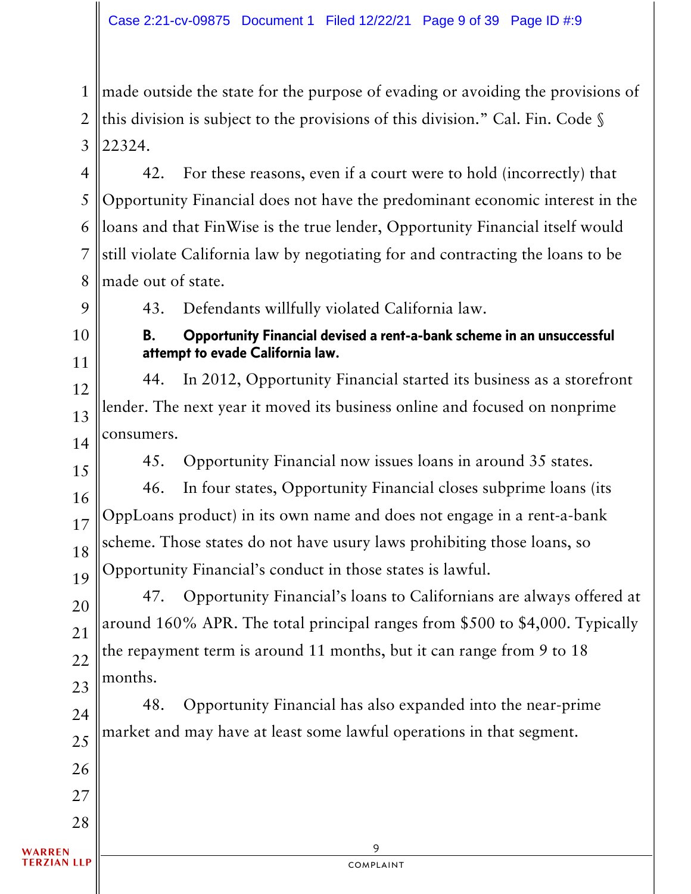made outside the state for the purpose of evading or avoiding the provisions of this division is subject to the provisions of this division." Cal. Fin. Code § 22324.

42. For these reasons, even if a court were to hold (incorrectly) that Opportunity Financial does not have the predominant economic interest in the loans and that FinWise is the true lender, Opportunity Financial itself would still violate California law by negotiating for and contracting the loans to be made out of state.

43. Defendants willfully violated California law.

**B. Opportunity Financial devised a rent-a-bank scheme in an unsuccessful attempt to evade California law.**

44. In 2012, Opportunity Financial started its business as a storefront lender. The next year it moved its business online and focused on nonprime consumers.

45. Opportunity Financial now issues loans in around 35 states.

46. In four states, Opportunity Financial closes subprime loans (its OppLoans product) in its own name and does not engage in a rent-a-bank scheme. Those states do not have usury laws prohibiting those loans, so Opportunity Financial's conduct in those states is lawful.

47. Opportunity Financial's loans to Californians are always offered at around 160% APR. The total principal ranges from $500 to $4,000. Typically the repayment term is around 11 months, but it can range from 9 to 18 months.

48. Opportunity Financial has also expanded into the near-prime market and may have at least some lawful operations in that segment.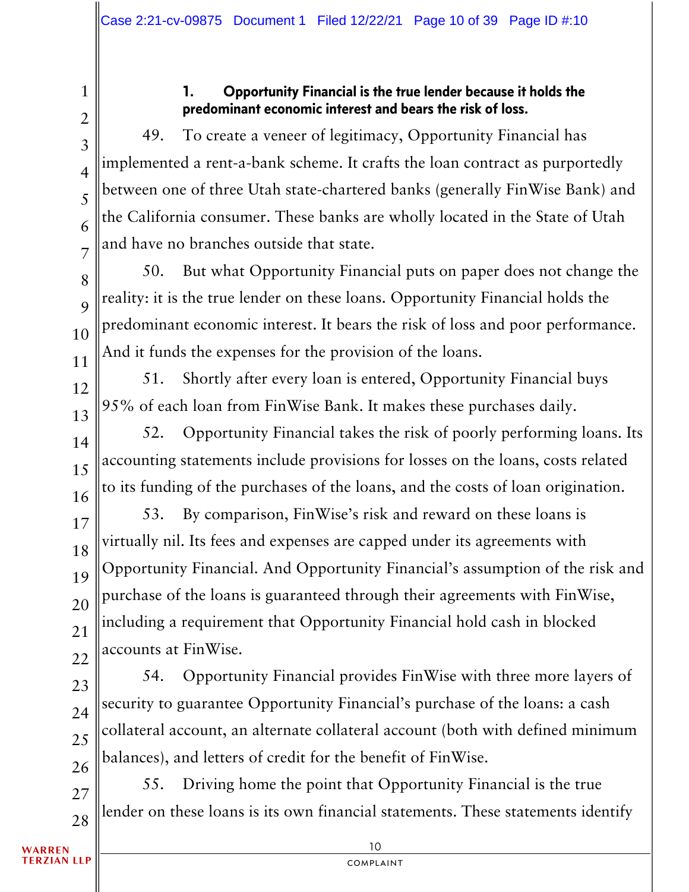### 1. Opportunity Financial is the true lender because it holds the predominant economic interest and bears the risk of loss.

49. To create a veneer of legitimacy, Opportunity Financial has implemented a rent-a-bank scheme. It crafts the loan contract as purportedly between one of three Utah state-chartered banks (generally FinWise Bank) and the California consumer. These banks are wholly located in the State of Utah and have no branches outside that state.

50. But what Opportunity Financial puts on paper does not change the reality: it is the true lender on these loans. Opportunity Financial holds the predominant economic interest. It bears the risk of loss and poor performance. And it funds the expenses for the provision of the loans.

51. Shortly after every loan is entered, Opportunity Financial buys 95% of each loan from FinWise Bank. It makes these purchases daily.

52. Opportunity Financial takes the risk of poorly performing loans. Its accounting statements include provisions for losses on the loans, costs related to its funding of the purchases of the loans, and the costs of loan origination.

53. By comparison, FinWise's risk and reward on these loans is virtually nil. Its fees and expenses are capped under its agreements with Opportunity Financial. And Opportunity Financial's assumption of the risk and purchase of the loans is guaranteed through their agreements with FinWise, including a requirement that Opportunity Financial hold cash in blocked accounts at FinWise.

54. Opportunity Financial provides FinWise with three more layers of security to guarantee Opportunity Financial's purchase of the loans: a cash collateral account, an alternate collateral account (both with defined minimum balances), and letters of credit for the benefit of FinWise.

55. Driving home the point that Opportunity Financial is the true lender on these loans is its own financial statements. These statements identify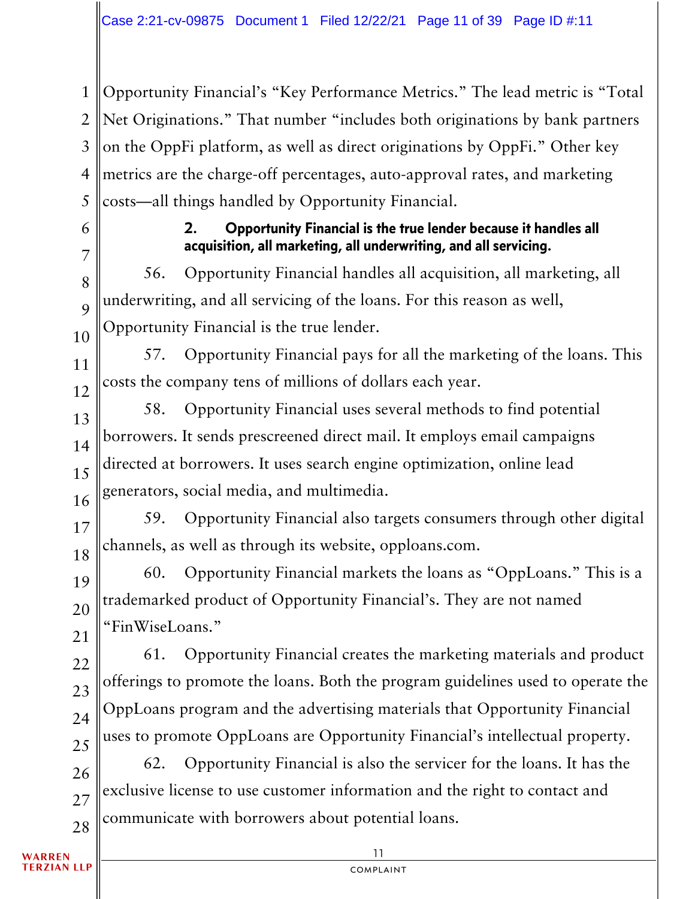Opportunity Financial's "Key Performance Metrics." The lead metric is "Total Net Originations." That number "includes both originations by bank partners on the OppFi platform, as well as direct originations by OppFi." Other key metrics are the charge-off percentages, auto-approval rates, and marketing costs—all things handled by Opportunity Financial.

### 2. Opportunity Financial is the true lender because it handles all acquisition, all marketing, all underwriting, and all servicing.

56. Opportunity Financial handles all acquisition, all marketing, all underwriting, and all servicing of the loans. For this reason as well, Opportunity Financial is the true lender.

57. Opportunity Financial pays for all the marketing of the loans. This costs the company tens of millions of dollars each year.

58. Opportunity Financial uses several methods to find potential borrowers. It sends prescreened direct mail. It employs email campaigns directed at borrowers. It uses search engine optimization, online lead generators, social media, and multimedia.

59. Opportunity Financial also targets consumers through other digital channels, as well as through its website, opploans.com.

60. Opportunity Financial markets the loans as "OppLoans." This is a trademarked product of Opportunity Financial's. They are not named "FinWiseLoans."

61. Opportunity Financial creates the marketing materials and product offerings to promote the loans. Both the program guidelines used to operate the OppLoans program and the advertising materials that Opportunity Financial uses to promote OppLoans are Opportunity Financial's intellectual property.

62. Opportunity Financial is also the servicer for the loans. It has the exclusive license to use customer information and the right to contact and communicate with borrowers about potential loans.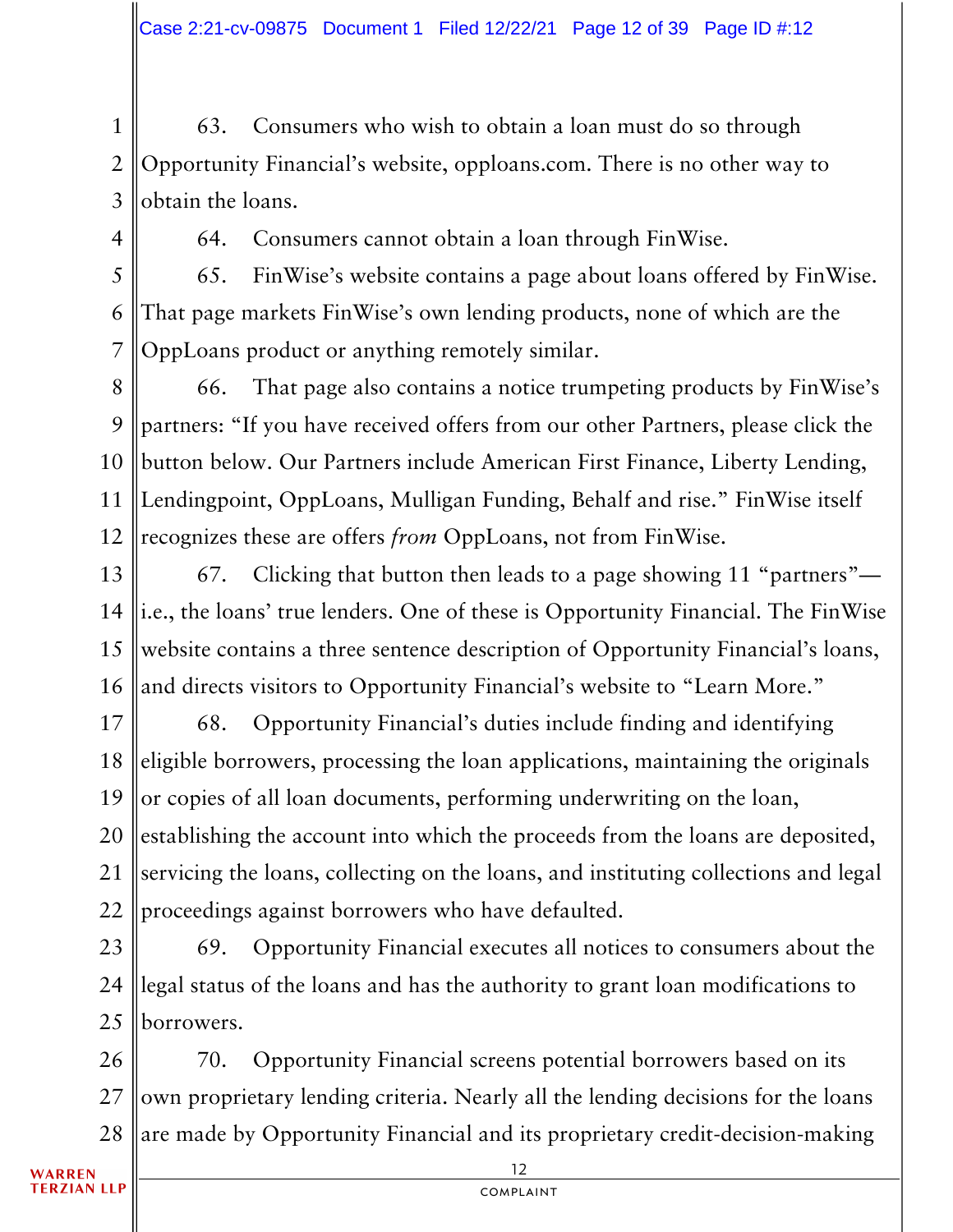63. Consumers who wish to obtain a loan must do so through Opportunity Financial's website, opploans.com. There is no other way to obtain the loans.

64. Consumers cannot obtain a loan through FinWise.

65. FinWise's website contains a page about loans offered by FinWise. That page markets FinWise's own lending products, none of which are the OppLoans product or anything remotely similar.

66. That page also contains a notice trumpeting products by FinWise's partners: "If you have received offers from our other Partners, please click the button below. Our Partners include American First Finance, Liberty Lending, Lendingpoint, OppLoans, Mulligan Funding, Behalf and rise." FinWise itself recognizes these are offers *from* OppLoans, not from FinWise.

67. Clicking that button then leads to a page showing 11 "partners"—i.e., the loans' true lenders. One of these is Opportunity Financial. The FinWise website contains a three sentence description of Opportunity Financial's loans, and directs visitors to Opportunity Financial's website to "Learn More."

68. Opportunity Financial's duties include finding and identifying eligible borrowers, processing the loan applications, maintaining the originals or copies of all loan documents, performing underwriting on the loan, establishing the account into which the proceeds from the loans are deposited, servicing the loans, collecting on the loans, and instituting collections and legal proceedings against borrowers who have defaulted.

69. Opportunity Financial executes all notices to consumers about the legal status of the loans and has the authority to grant loan modifications to borrowers.

70. Opportunity Financial screens potential borrowers based on its own proprietary lending criteria. Nearly all the lending decisions for the loans are made by Opportunity Financial and its proprietary credit-decision-making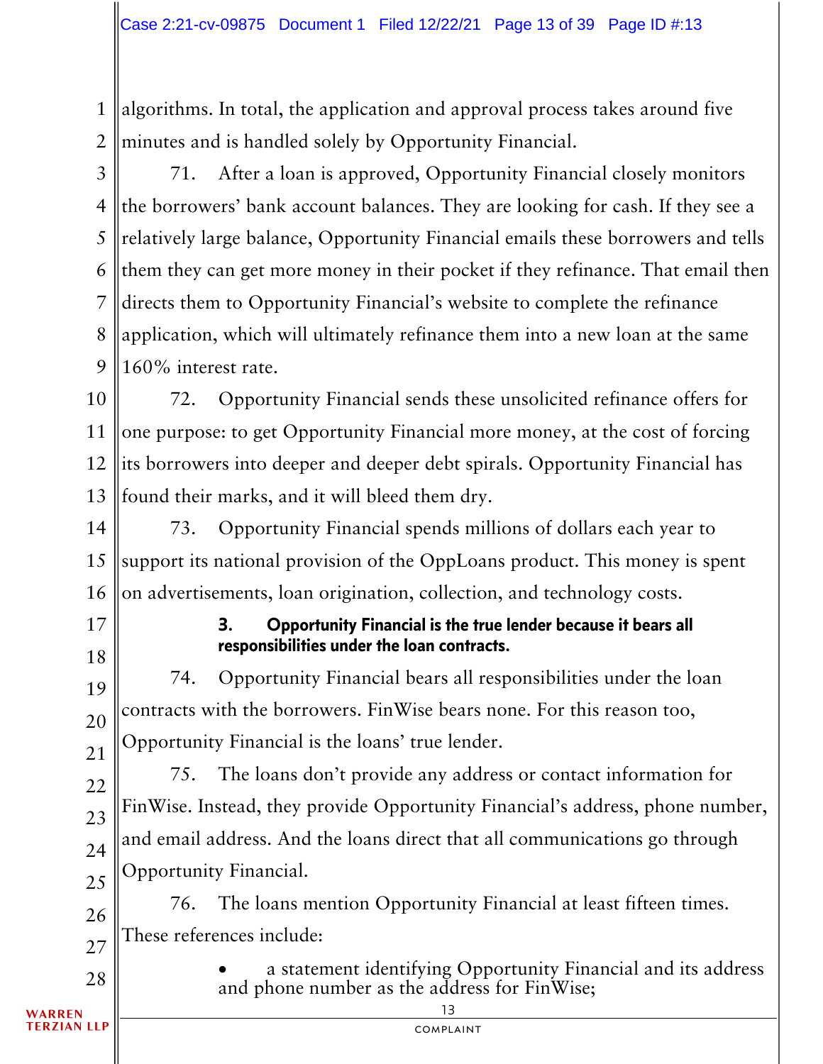algorithms. In total, the application and approval process takes around five minutes and is handled solely by Opportunity Financial.

71. After a loan is approved, Opportunity Financial closely monitors the borrowers' bank account balances. They are looking for cash. If they see a relatively large balance, Opportunity Financial emails these borrowers and tells them they can get more money in their pocket if they refinance. That email then directs them to Opportunity Financial's website to complete the refinance application, which will ultimately refinance them into a new loan at the same 160% interest rate.

72. Opportunity Financial sends these unsolicited refinance offers for one purpose: to get Opportunity Financial more money, at the cost of forcing its borrowers into deeper and deeper debt spirals. Opportunity Financial has found their marks, and it will bleed them dry.

73. Opportunity Financial spends millions of dollars each year to support its national provision of the OppLoans product. This money is spent on advertisements, loan origination, collection, and technology costs.

### 3. Opportunity Financial is the true lender because it bears all responsibilities under the loan contracts.

74. Opportunity Financial bears all responsibilities under the loan contracts with the borrowers. FinWise bears none. For this reason too, Opportunity Financial is the loans' true lender.

75. The loans don't provide any address or contact information for FinWise. Instead, they provide Opportunity Financial's address, phone number, and email address. And the loans direct that all communications go through Opportunity Financial.

76. The loans mention Opportunity Financial at least fifteen times. These references include:

- a statement identifying Opportunity Financial and its address and phone number as the address for FinWise;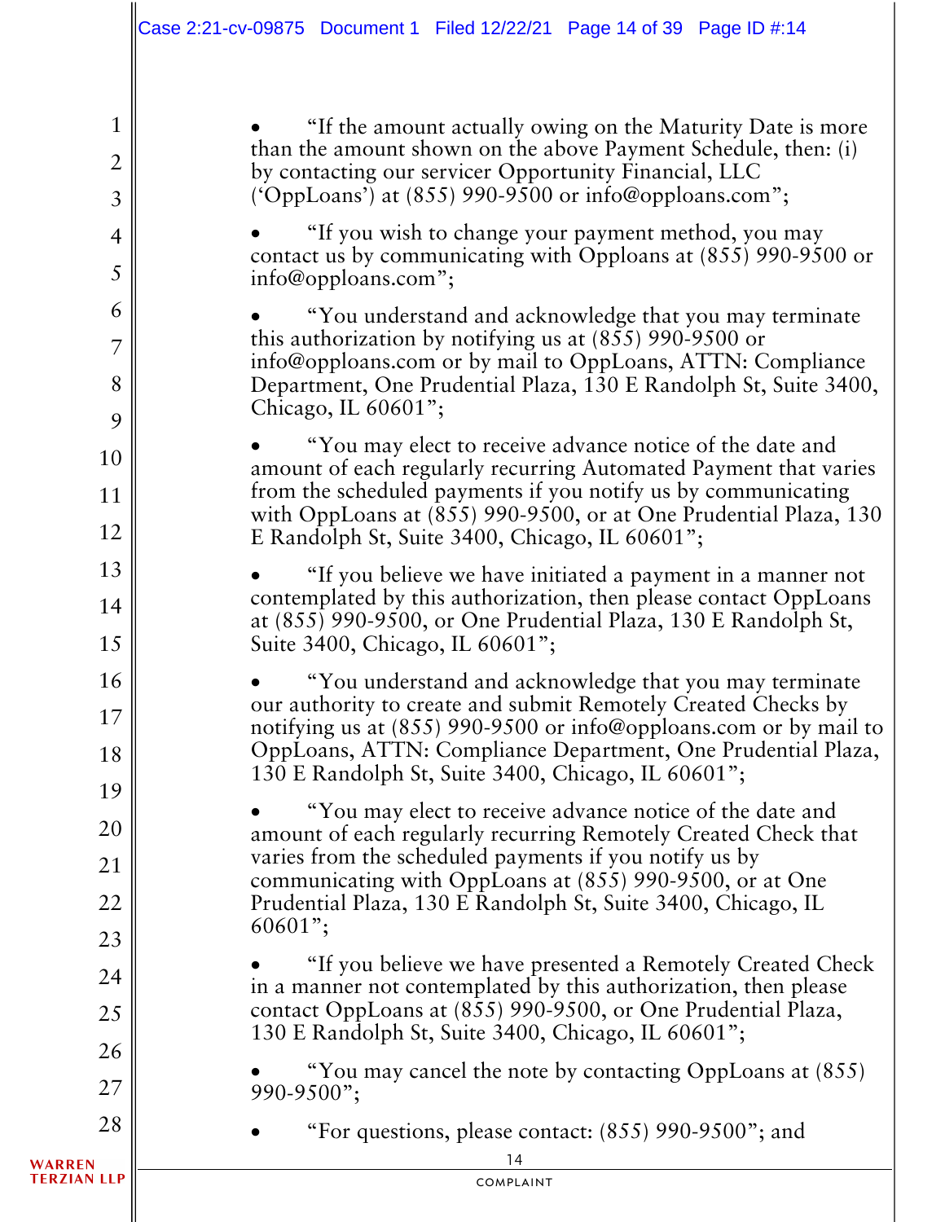- "If the amount actually owing on the Maturity Date is more than the amount shown on the above Payment Schedule, then: (i) by contacting our servicer Opportunity Financial, LLC ('OppLoans') at (855) 990-9500 or info@opploans.com";

- "If you wish to change your payment method, you may contact us by communicating with Opploans at (855) 990-9500 or info@opploans.com";

- "You understand and acknowledge that you may terminate this authorization by notifying us at (855) 990-9500 or info@opploans.com or by mail to OppLoans, ATTN: Compliance Department, One Prudential Plaza, 130 E Randolph St, Suite 3400, Chicago, IL 60601";

- "You may elect to receive advance notice of the date and amount of each regularly recurring Automated Payment that varies from the scheduled payments if you notify us by communicating with OppLoans at (855) 990-9500, or at One Prudential Plaza, 130 E Randolph St, Suite 3400, Chicago, IL 60601";

- "If you believe we have initiated a payment in a manner not contemplated by this authorization, then please contact OppLoans at (855) 990-9500, or One Prudential Plaza, 130 E Randolph St, Suite 3400, Chicago, IL 60601";

- "You understand and acknowledge that you may terminate our authority to create and submit Remotely Created Checks by notifying us at (855) 990-9500 or info@opploans.com or by mail to OppLoans, ATTN: Compliance Department, One Prudential Plaza, 130 E Randolph St, Suite 3400, Chicago, IL 60601";

- "You may elect to receive advance notice of the date and amount of each regularly recurring Remotely Created Check that varies from the scheduled payments if you notify us by communicating with OppLoans at (855) 990-9500, or at One Prudential Plaza, 130 E Randolph St, Suite 3400, Chicago, IL 60601";

- "If you believe we have presented a Remotely Created Check in a manner not contemplated by this authorization, then please contact OppLoans at (855) 990-9500, or One Prudential Plaza, 130 E Randolph St, Suite 3400, Chicago, IL 60601";

- "You may cancel the note by contacting OppLoans at (855) 990-9500";

- "For questions, please contact: (855) 990-9500"; and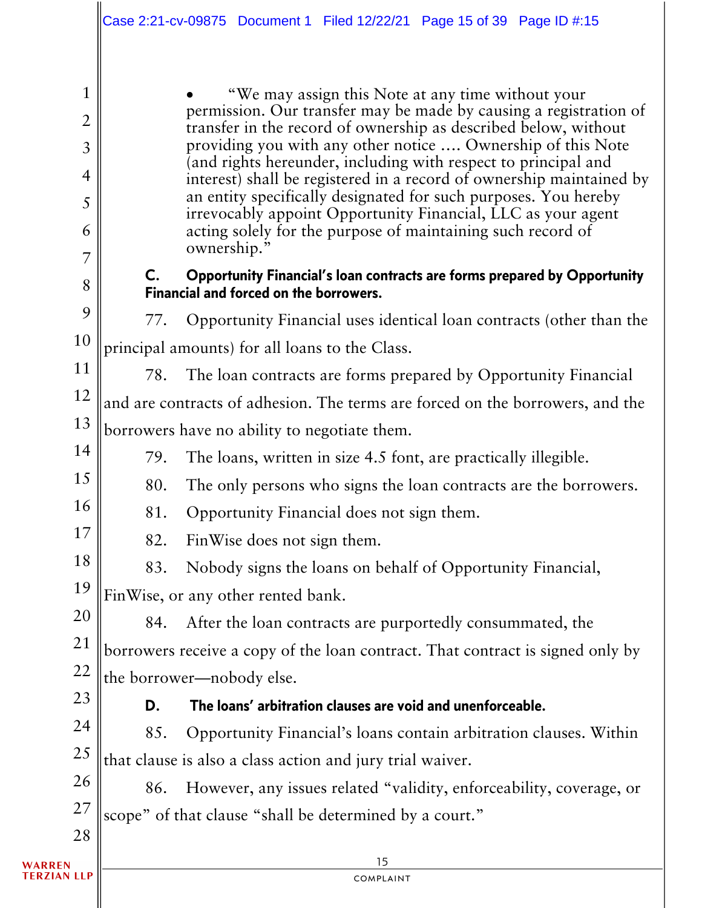- "We may assign this Note at any time without your permission. Our transfer may be made by causing a registration of transfer in the record of ownership as described below, without providing you with any other notice .... Ownership of this Note (and rights hereunder, including with respect to principal and interest) shall be registered in a record of ownership maintained by an entity specifically designated for such purposes. You hereby irrevocably appoint Opportunity Financial, LLC as your agent acting solely for the purpose of maintaining such record of ownership."

### C. Opportunity Financial's loan contracts are forms prepared by Opportunity Financial and forced on the borrowers.

77. Opportunity Financial uses identical loan contracts (other than the principal amounts) for all loans to the Class.

78. The loan contracts are forms prepared by Opportunity Financial and are contracts of adhesion. The terms are forced on the borrowers, and the borrowers have no ability to negotiate them.

79. The loans, written in size 4.5 font, are practically illegible.

80. The only persons who signs the loan contracts are the borrowers.

81. Opportunity Financial does not sign them.

82. FinWise does not sign them.

83. Nobody signs the loans on behalf of Opportunity Financial, FinWise, or any other rented bank.

84. After the loan contracts are purportedly consummated, the borrowers receive a copy of the loan contract. That contract is signed only by the borrower—nobody else.

### D. The loans' arbitration clauses are void and unenforceable.

85. Opportunity Financial's loans contain arbitration clauses. Within that clause is also a class action and jury trial waiver.

86. However, any issues related "validity, enforceability, coverage, or scope" of that clause "shall be determined by a court."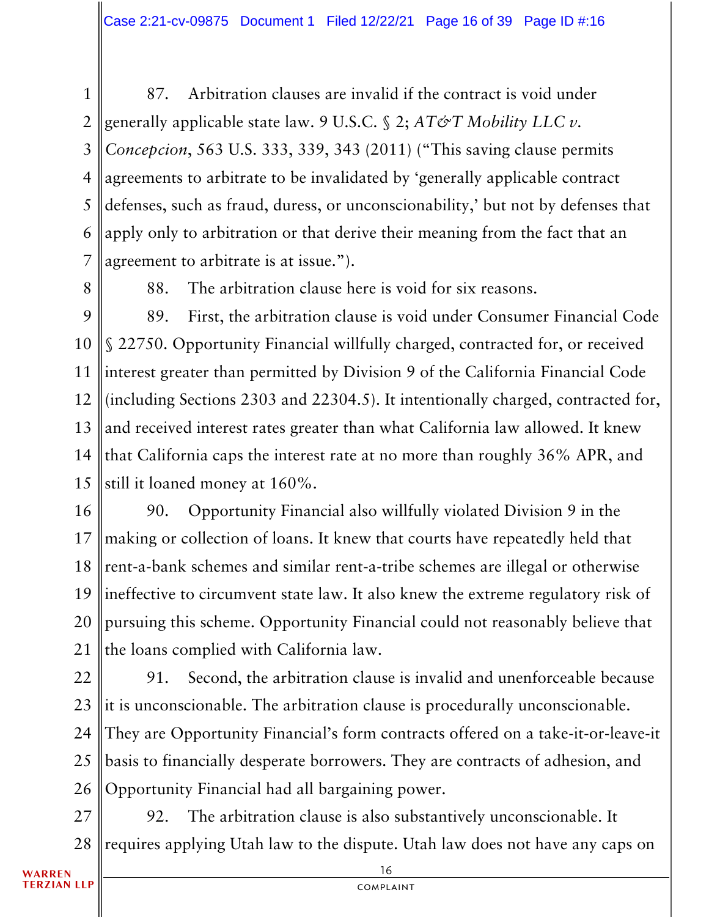87. Arbitration clauses are invalid if the contract is void under generally applicable state law. 9 U.S.C. § 2; *AT&T Mobility LLC v. Concepcion*, 563 U.S. 333, 339, 343 (2011) ("This saving clause permits agreements to arbitrate to be invalidated by 'generally applicable contract defenses, such as fraud, duress, or unconscionability,' but not by defenses that apply only to arbitration or that derive their meaning from the fact that an agreement to arbitrate is at issue.").

88. The arbitration clause here is void for six reasons.

89. First, the arbitration clause is void under Consumer Financial Code § 22750. Opportunity Financial willfully charged, contracted for, or received interest greater than permitted by Division 9 of the California Financial Code (including Sections 2303 and 22304.5). It intentionally charged, contracted for, and received interest rates greater than what California law allowed. It knew that California caps the interest rate at no more than roughly 36% APR, and still it loaned money at 160%.

90. Opportunity Financial also willfully violated Division 9 in the making or collection of loans. It knew that courts have repeatedly held that rent-a-bank schemes and similar rent-a-tribe schemes are illegal or otherwise ineffective to circumvent state law. It also knew the extreme regulatory risk of pursuing this scheme. Opportunity Financial could not reasonably believe that the loans complied with California law.

91. Second, the arbitration clause is invalid and unenforceable because it is unconscionable. The arbitration clause is procedurally unconscionable. They are Opportunity Financial's form contracts offered on a take-it-or-leave-it basis to financially desperate borrowers. They are contracts of adhesion, and Opportunity Financial had all bargaining power.

92. The arbitration clause is also substantively unconscionable. It requires applying Utah law to the dispute. Utah law does not have any caps on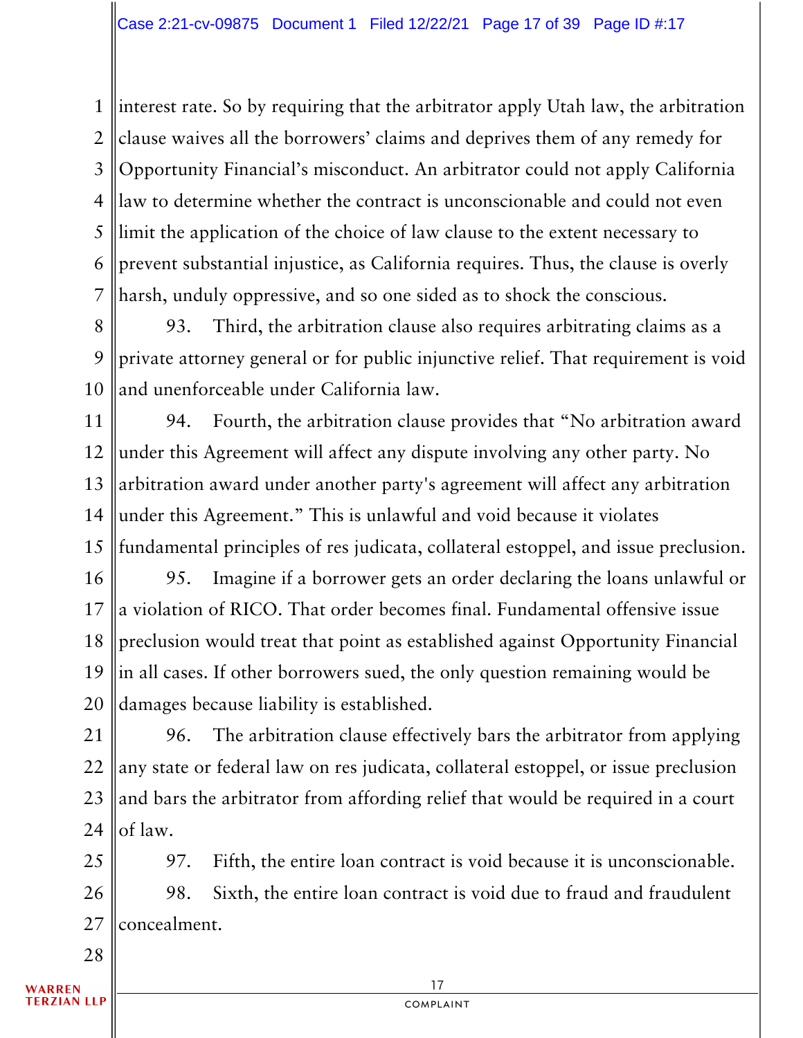interest rate. So by requiring that the arbitrator apply Utah law, the arbitration clause waives all the borrowers' claims and deprives them of any remedy for Opportunity Financial's misconduct. An arbitrator could not apply California law to determine whether the contract is unconscionable and could not even limit the application of the choice of law clause to the extent necessary to prevent substantial injustice, as California requires. Thus, the clause is overly harsh, unduly oppressive, and so one sided as to shock the conscious.

93. Third, the arbitration clause also requires arbitrating claims as a private attorney general or for public injunctive relief. That requirement is void and unenforceable under California law.

94. Fourth, the arbitration clause provides that "No arbitration award under this Agreement will affect any dispute involving any other party. No arbitration award under another party's agreement will affect any arbitration under this Agreement." This is unlawful and void because it violates fundamental principles of res judicata, collateral estoppel, and issue preclusion.

95. Imagine if a borrower gets an order declaring the loans unlawful or a violation of RICO. That order becomes final. Fundamental offensive issue preclusion would treat that point as established against Opportunity Financial in all cases. If other borrowers sued, the only question remaining would be damages because liability is established.

96. The arbitration clause effectively bars the arbitrator from applying any state or federal law on res judicata, collateral estoppel, or issue preclusion and bars the arbitrator from affording relief that would be required in a court of law.

97. Fifth, the entire loan contract is void because it is unconscionable.

98. Sixth, the entire loan contract is void due to fraud and fraudulent concealment.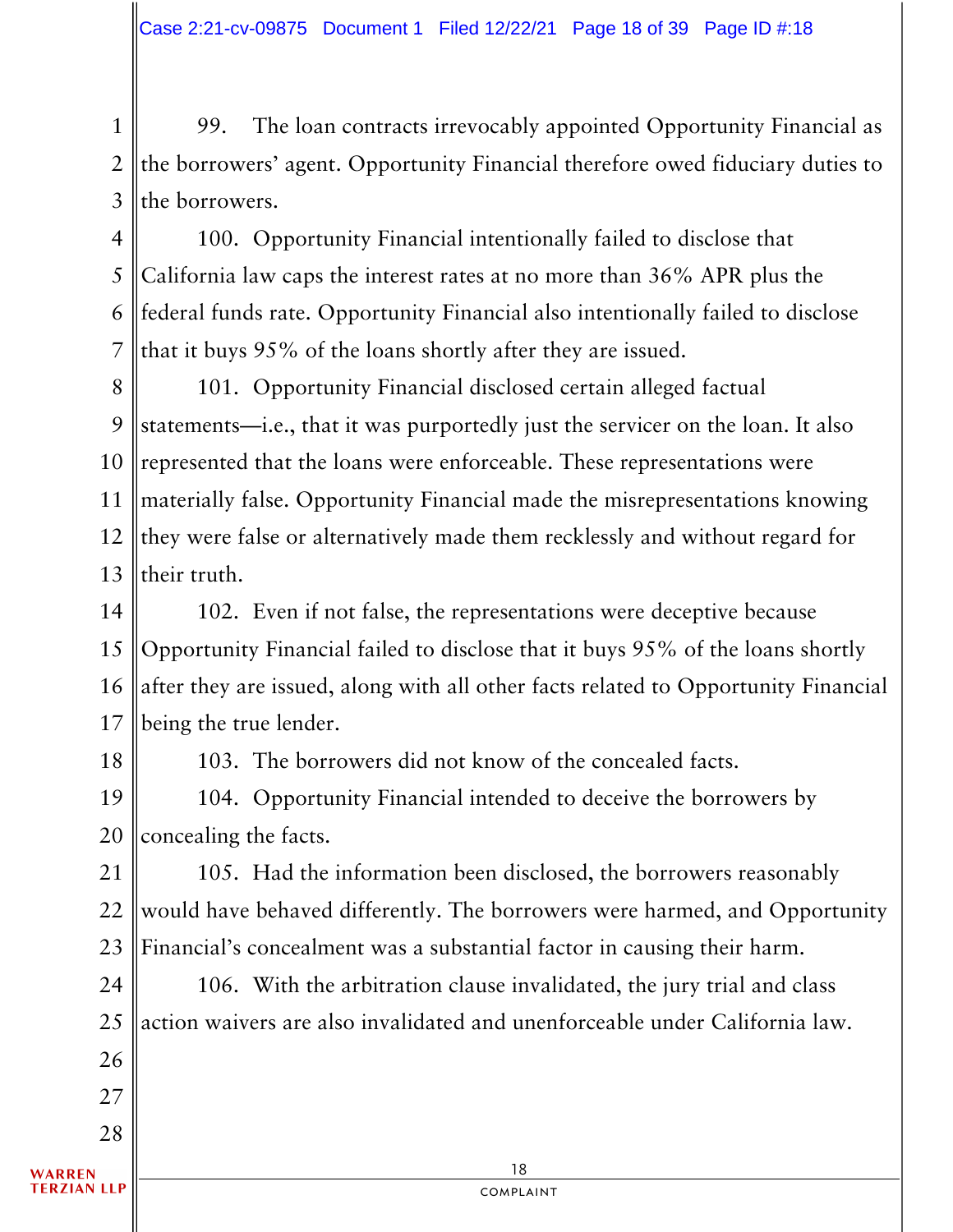99. The loan contracts irrevocably appointed Opportunity Financial as the borrowers' agent. Opportunity Financial therefore owed fiduciary duties to the borrowers.

100. Opportunity Financial intentionally failed to disclose that California law caps the interest rates at no more than 36% APR plus the federal funds rate. Opportunity Financial also intentionally failed to disclose that it buys 95% of the loans shortly after they are issued.

101. Opportunity Financial disclosed certain alleged factual statements—i.e., that it was purportedly just the servicer on the loan. It also represented that the loans were enforceable. These representations were materially false. Opportunity Financial made the misrepresentations knowing they were false or alternatively made them recklessly and without regard for their truth.

102. Even if not false, the representations were deceptive because Opportunity Financial failed to disclose that it buys 95% of the loans shortly after they are issued, along with all other facts related to Opportunity Financial being the true lender.

103. The borrowers did not know of the concealed facts.

104. Opportunity Financial intended to deceive the borrowers by concealing the facts.

105. Had the information been disclosed, the borrowers reasonably would have behaved differently. The borrowers were harmed, and Opportunity Financial's concealment was a substantial factor in causing their harm.

106. With the arbitration clause invalidated, the jury trial and class action waivers are also invalidated and unenforceable under California law.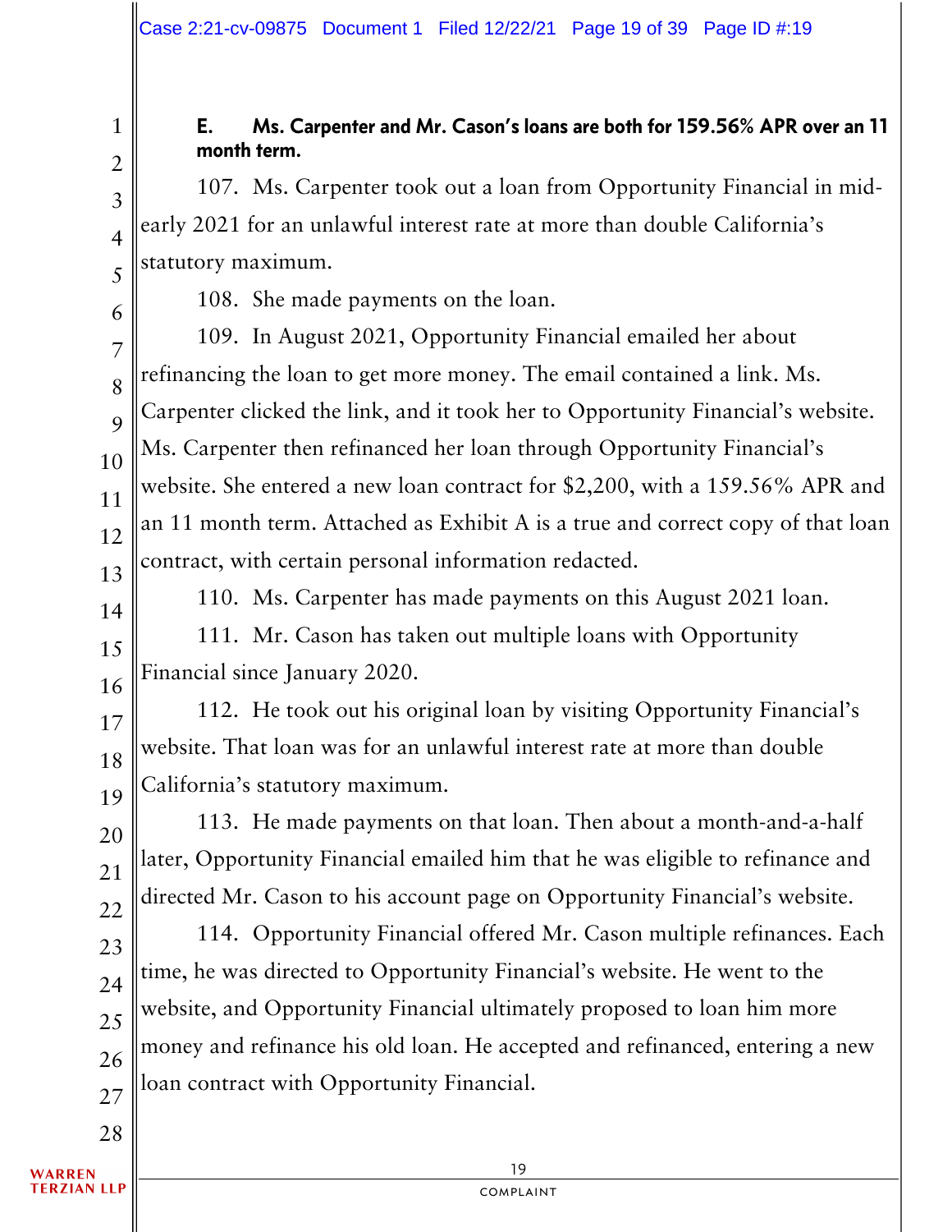**E. Ms. Carpenter and Mr. Cason's loans are both for 159.56% APR over an 11 month term.**

107. Ms. Carpenter took out a loan from Opportunity Financial in mid-early 2021 for an unlawful interest rate at more than double California's statutory maximum.

108. She made payments on the loan.

109. In August 2021, Opportunity Financial emailed her about refinancing the loan to get more money. The email contained a link. Ms. Carpenter clicked the link, and it took her to Opportunity Financial's website. Ms. Carpenter then refinanced her loan through Opportunity Financial's website. She entered a new loan contract for $2,200, with a 159.56% APR and an 11 month term. Attached as Exhibit A is a true and correct copy of that loan contract, with certain personal information redacted.

110. Ms. Carpenter has made payments on this August 2021 loan.

111. Mr. Cason has taken out multiple loans with Opportunity Financial since January 2020.

112. He took out his original loan by visiting Opportunity Financial's website. That loan was for an unlawful interest rate at more than double California's statutory maximum.

113. He made payments on that loan. Then about a month-and-a-half later, Opportunity Financial emailed him that he was eligible to refinance and directed Mr. Cason to his account page on Opportunity Financial's website.

114. Opportunity Financial offered Mr. Cason multiple refinances. Each time, he was directed to Opportunity Financial's website. He went to the website, and Opportunity Financial ultimately proposed to loan him more money and refinance his old loan. He accepted and refinanced, entering a new loan contract with Opportunity Financial.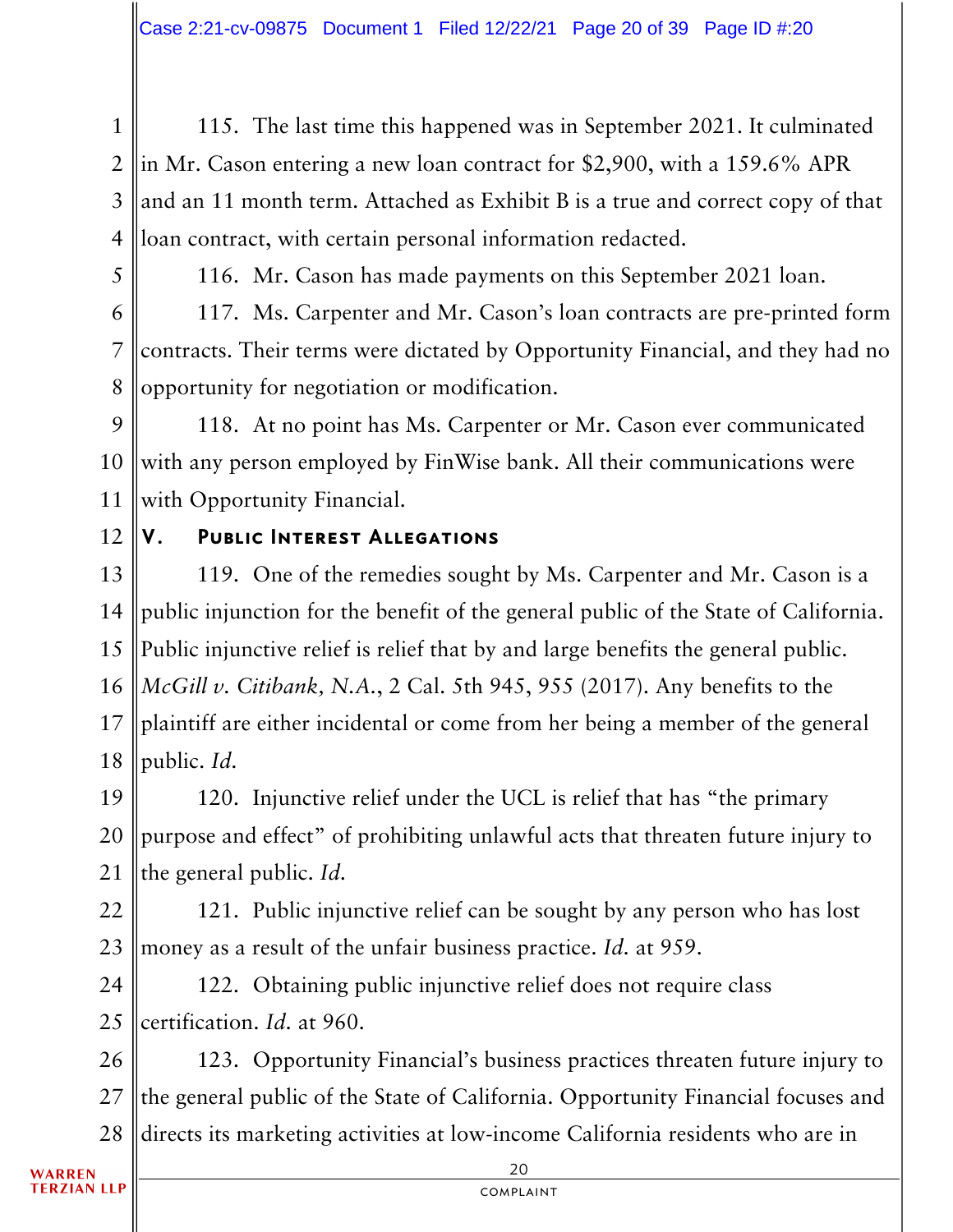115. The last time this happened was in September 2021. It culminated in Mr. Cason entering a new loan contract for $2,900, with a 159.6% APR and an 11 month term. Attached as Exhibit B is a true and correct copy of that loan contract, with certain personal information redacted.

116. Mr. Cason has made payments on this September 2021 loan.

117. Ms. Carpenter and Mr. Cason's loan contracts are pre-printed form contracts. Their terms were dictated by Opportunity Financial, and they had no opportunity for negotiation or modification.

118. At no point has Ms. Carpenter or Mr. Cason ever communicated with any person employed by FinWise bank. All their communications were with Opportunity Financial.

## V. Public Interest Allegations

119. One of the remedies sought by Ms. Carpenter and Mr. Cason is a public injunction for the benefit of the general public of the State of California. Public injunctive relief is relief that by and large benefits the general public. *McGill v. Citibank, N.A.*, 2 Cal. 5th 945, 955 (2017). Any benefits to the plaintiff are either incidental or come from her being a member of the general public. *Id.*

120. Injunctive relief under the UCL is relief that has "the primary purpose and effect" of prohibiting unlawful acts that threaten future injury to the general public. *Id.*

121. Public injunctive relief can be sought by any person who has lost money as a result of the unfair business practice. *Id.* at 959.

122. Obtaining public injunctive relief does not require class certification. *Id.* at 960.

123. Opportunity Financial's business practices threaten future injury to the general public of the State of California. Opportunity Financial focuses and directs its marketing activities at low-income California residents who are in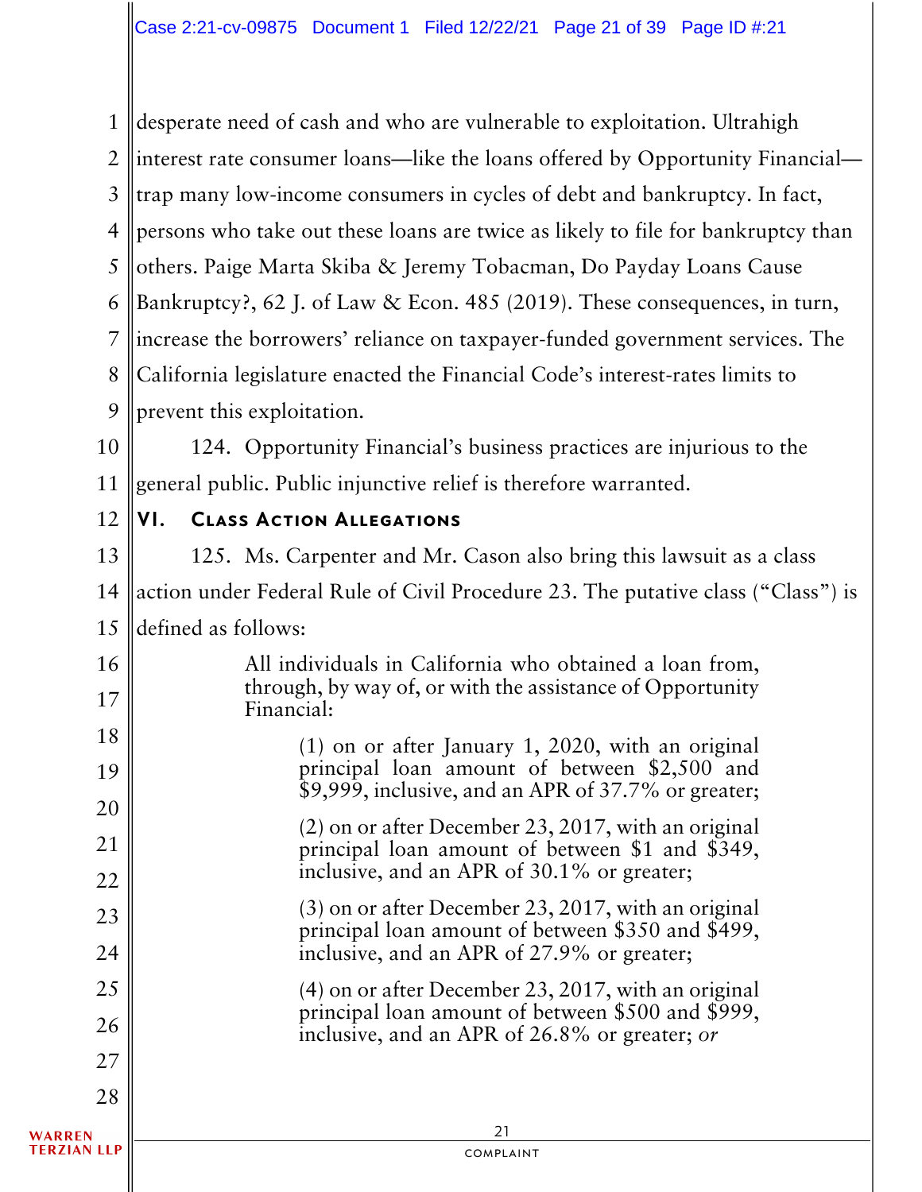desperate need of cash and who are vulnerable to exploitation. Ultrahigh interest rate consumer loans—like the loans offered by Opportunity Financial—trap many low-income consumers in cycles of debt and bankruptcy. In fact, persons who take out these loans are twice as likely to file for bankruptcy than others. Paige Marta Skiba & Jeremy Tobacman, Do Payday Loans Cause Bankruptcy?, 62 J. of Law & Econ. 485 (2019). These consequences, in turn, increase the borrowers' reliance on taxpayer-funded government services. The California legislature enacted the Financial Code's interest-rates limits to prevent this exploitation.

124. Opportunity Financial's business practices are injurious to the general public. Public injunctive relief is therefore warranted.

## VI. Class Action Allegations

125. Ms. Carpenter and Mr. Cason also bring this lawsuit as a class action under Federal Rule of Civil Procedure 23. The putative class ("Class") is defined as follows:

> All individuals in California who obtained a loan from, through, by way of, or with the assistance of Opportunity Financial:
>
> (1) on or after January 1, 2020, with an original principal loan amount of between $2,500 and $9,999, inclusive, and an APR of 37.7% or greater;
>
> (2) on or after December 23, 2017, with an original principal loan amount of between $1 and $349, inclusive, and an APR of 30.1% or greater;
>
> (3) on or after December 23, 2017, with an original principal loan amount of between $350 and $499, inclusive, and an APR of 27.9% or greater;
>
> (4) on or after December 23, 2017, with an original principal loan amount of between $500 and $999, inclusive, and an APR of 26.8% or greater; *or*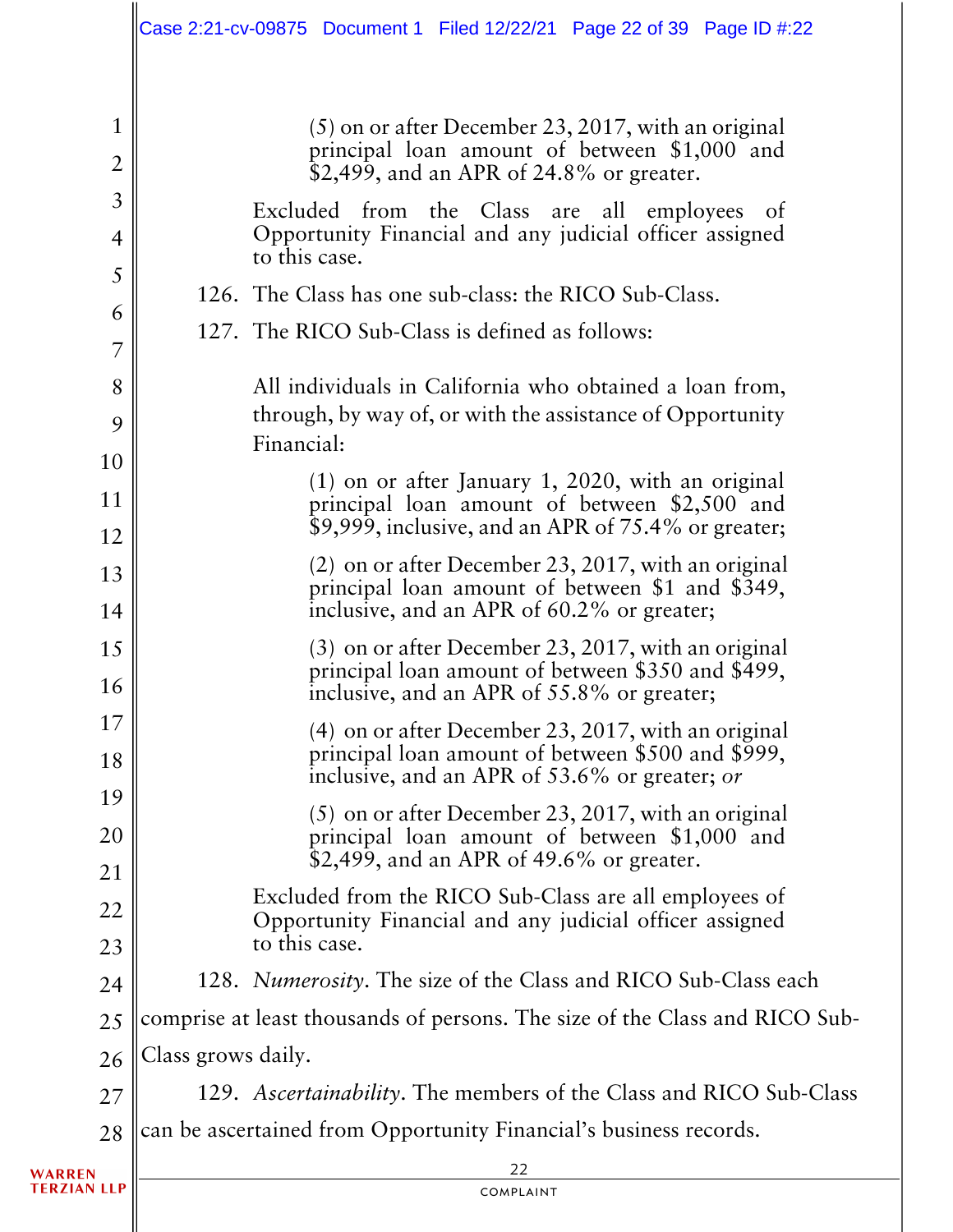(5) on or after December 23, 2017, with an original principal loan amount of between $1,000 and $2,499, and an APR of 24.8% or greater.

Excluded from the Class are all employees of Opportunity Financial and any judicial officer assigned to this case.

126. The Class has one sub-class: the RICO Sub-Class.

127. The RICO Sub-Class is defined as follows:

All individuals in California who obtained a loan from, through, by way of, or with the assistance of Opportunity Financial:

(1) on or after January 1, 2020, with an original principal loan amount of between $2,500 and $9,999, inclusive, and an APR of 75.4% or greater;

(2) on or after December 23, 2017, with an original principal loan amount of between $1 and $349, inclusive, and an APR of 60.2% or greater;

(3) on or after December 23, 2017, with an original principal loan amount of between $350 and $499, inclusive, and an APR of 55.8% or greater;

(4) on or after December 23, 2017, with an original principal loan amount of between $500 and $999, inclusive, and an APR of 53.6% or greater; *or*

(5) on or after December 23, 2017, with an original principal loan amount of between $1,000 and $2,499, and an APR of 49.6% or greater.

Excluded from the RICO Sub-Class are all employees of Opportunity Financial and any judicial officer assigned to this case.

128. *Numerosity*. The size of the Class and RICO Sub-Class each comprise at least thousands of persons. The size of the Class and RICO Sub-Class grows daily.

129. *Ascertainability*. The members of the Class and RICO Sub-Class can be ascertained from Opportunity Financial's business records.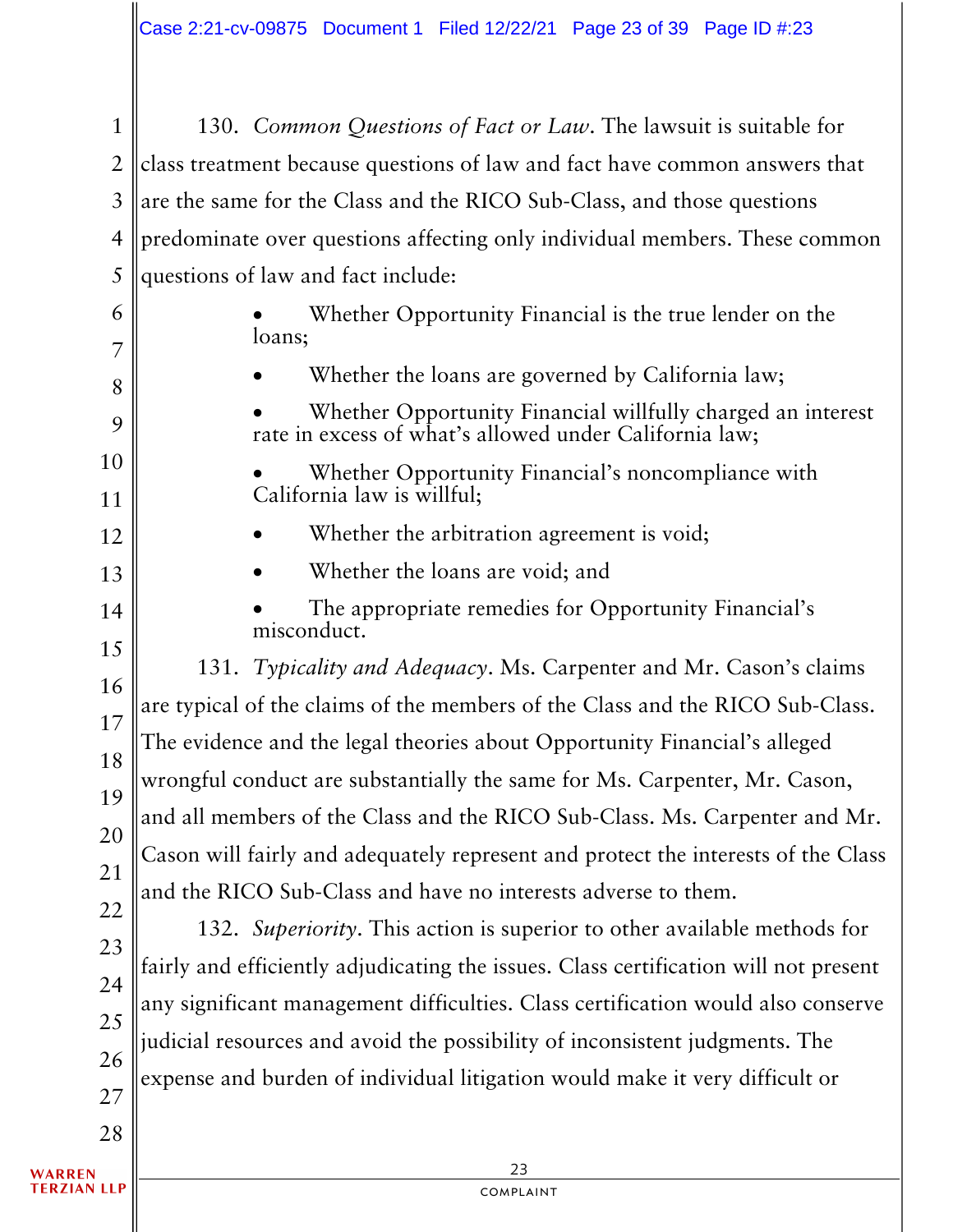130. *Common Questions of Fact or Law*. The lawsuit is suitable for class treatment because questions of law and fact have common answers that are the same for the Class and the RICO Sub-Class, and those questions predominate over questions affecting only individual members. These common questions of law and fact include:

- Whether Opportunity Financial is the true lender on the loans;
- Whether the loans are governed by California law;
- Whether Opportunity Financial willfully charged an interest rate in excess of what's allowed under California law;
- Whether Opportunity Financial's noncompliance with California law is willful;
- Whether the arbitration agreement is void;
- Whether the loans are void; and
- The appropriate remedies for Opportunity Financial's misconduct.

131. *Typicality and Adequacy*. Ms. Carpenter and Mr. Cason's claims are typical of the claims of the members of the Class and the RICO Sub-Class. The evidence and the legal theories about Opportunity Financial's alleged wrongful conduct are substantially the same for Ms. Carpenter, Mr. Cason, and all members of the Class and the RICO Sub-Class. Ms. Carpenter and Mr. Cason will fairly and adequately represent and protect the interests of the Class and the RICO Sub-Class and have no interests adverse to them.

132. *Superiority*. This action is superior to other available methods for fairly and efficiently adjudicating the issues. Class certification will not present any significant management difficulties. Class certification would also conserve judicial resources and avoid the possibility of inconsistent judgments. The expense and burden of individual litigation would make it very difficult or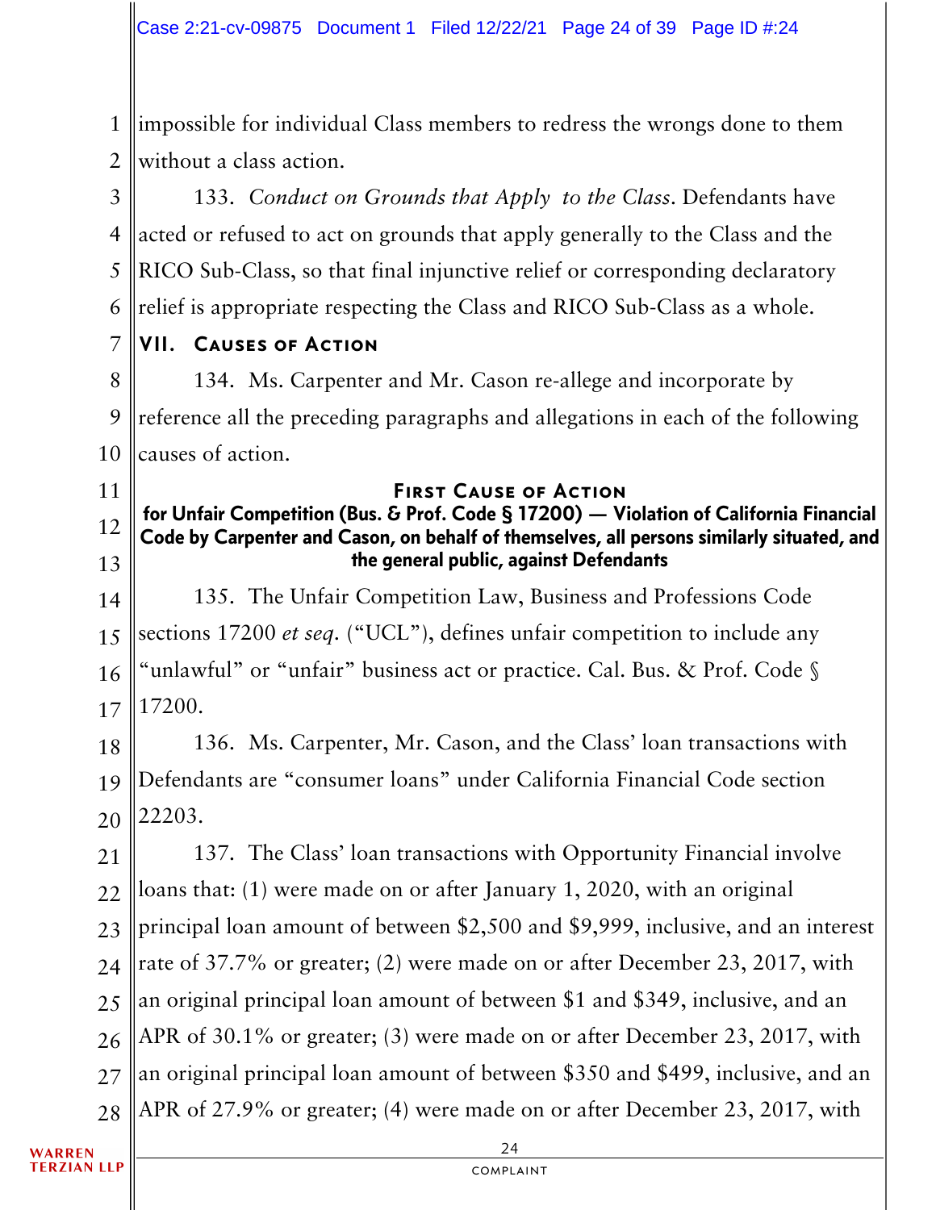impossible for individual Class members to redress the wrongs done to them without a class action.

133. *Conduct on Grounds that Apply to the Class*. Defendants have acted or refused to act on grounds that apply generally to the Class and the RICO Sub-Class, so that final injunctive relief or corresponding declaratory relief is appropriate respecting the Class and RICO Sub-Class as a whole.

## VII. Causes of Action

134. Ms. Carpenter and Mr. Cason re-allege and incorporate by reference all the preceding paragraphs and allegations in each of the following causes of action.

### First Cause of Action

**for Unfair Competition (Bus. & Prof. Code § 17200) — Violation of California Financial Code by Carpenter and Cason, on behalf of themselves, all persons similarly situated, and the general public, against Defendants**

135. The Unfair Competition Law, Business and Professions Code sections 17200 *et seq*. ("UCL"), defines unfair competition to include any "unlawful" or "unfair" business act or practice. Cal. Bus. & Prof. Code § 17200.

136. Ms. Carpenter, Mr. Cason, and the Class' loan transactions with Defendants are "consumer loans" under California Financial Code section 22203.

137. The Class' loan transactions with Opportunity Financial involve loans that: (1) were made on or after January 1, 2020, with an original principal loan amount of between $2,500 and $9,999, inclusive, and an interest rate of 37.7% or greater; (2) were made on or after December 23, 2017, with an original principal loan amount of between $1 and $349, inclusive, and an APR of 30.1% or greater; (3) were made on or after December 23, 2017, with an original principal loan amount of between $350 and $499, inclusive, and an APR of 27.9% or greater; (4) were made on or after December 23, 2017, with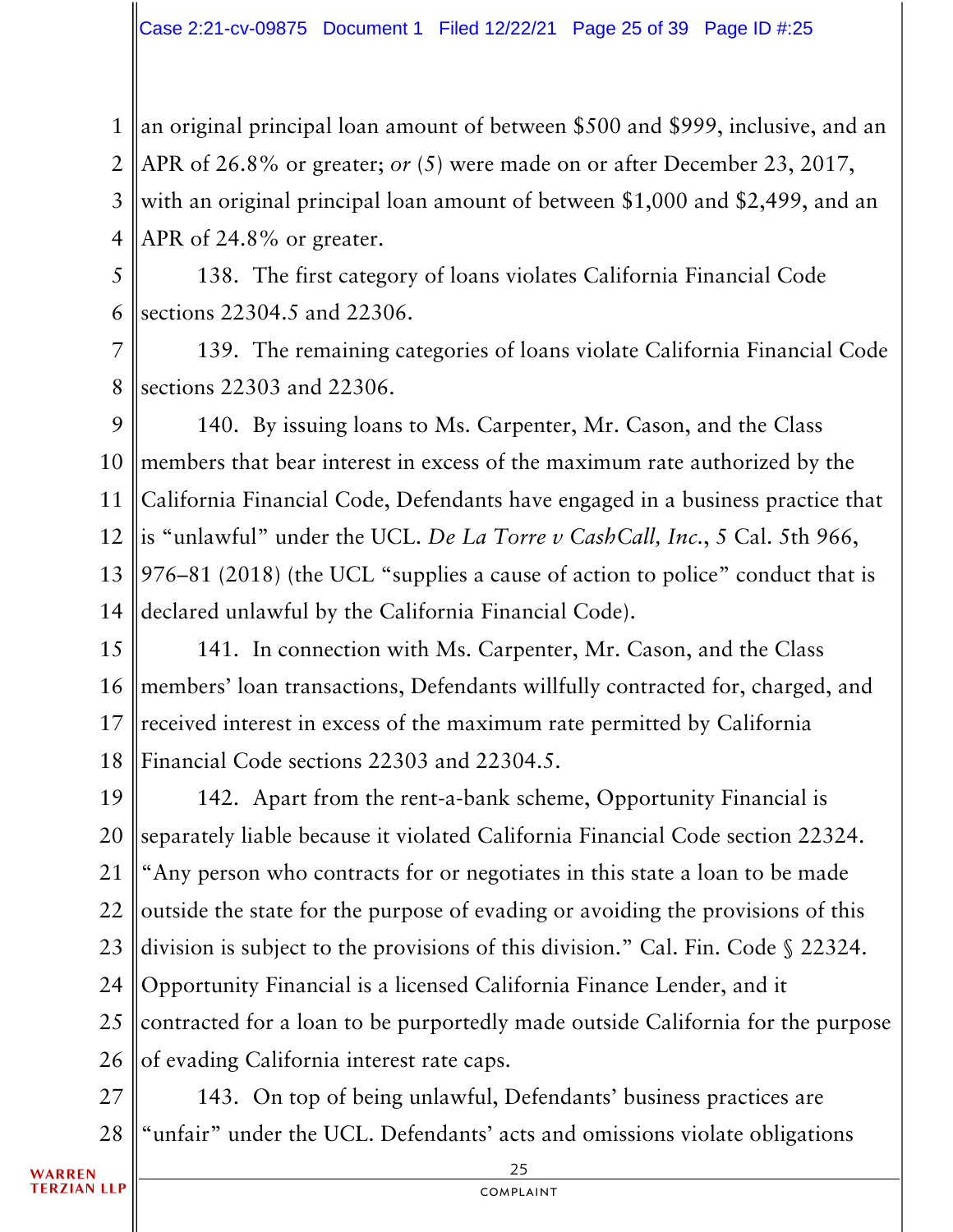an original principal loan amount of between $500 and $999, inclusive, and an APR of 26.8% or greater; *or* (5) were made on or after December 23, 2017, with an original principal loan amount of between $1,000 and $2,499, and an APR of 24.8% or greater.

138. The first category of loans violates California Financial Code sections 22304.5 and 22306.

139. The remaining categories of loans violate California Financial Code sections 22303 and 22306.

140. By issuing loans to Ms. Carpenter, Mr. Cason, and the Class members that bear interest in excess of the maximum rate authorized by the California Financial Code, Defendants have engaged in a business practice that is "unlawful" under the UCL. *De La Torre v CashCall, Inc.*, 5 Cal. 5th 966, 976–81 (2018) (the UCL "supplies a cause of action to police" conduct that is declared unlawful by the California Financial Code).

141. In connection with Ms. Carpenter, Mr. Cason, and the Class members' loan transactions, Defendants willfully contracted for, charged, and received interest in excess of the maximum rate permitted by California Financial Code sections 22303 and 22304.5.

142. Apart from the rent-a-bank scheme, Opportunity Financial is separately liable because it violated California Financial Code section 22324. "Any person who contracts for or negotiates in this state a loan to be made outside the state for the purpose of evading or avoiding the provisions of this division is subject to the provisions of this division." Cal. Fin. Code § 22324. Opportunity Financial is a licensed California Finance Lender, and it contracted for a loan to be purportedly made outside California for the purpose of evading California interest rate caps.

143. On top of being unlawful, Defendants' business practices are "unfair" under the UCL. Defendants' acts and omissions violate obligations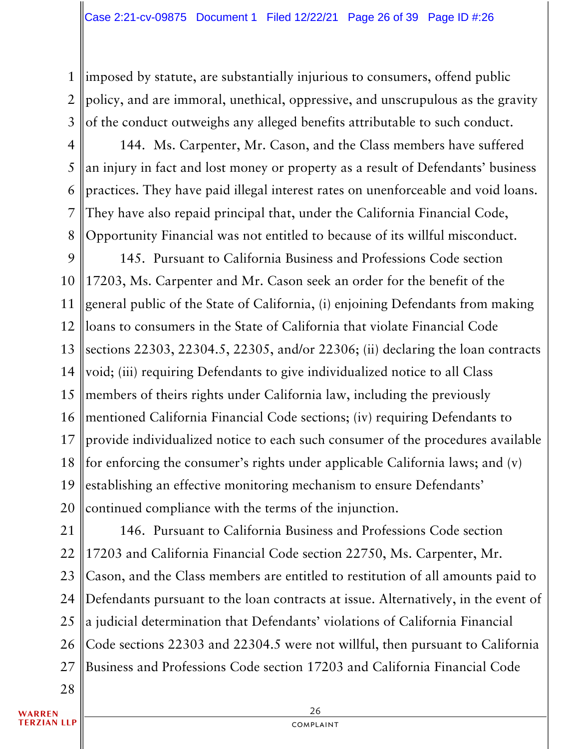imposed by statute, are substantially injurious to consumers, offend public policy, and are immoral, unethical, oppressive, and unscrupulous as the gravity of the conduct outweighs any alleged benefits attributable to such conduct.

144. Ms. Carpenter, Mr. Cason, and the Class members have suffered an injury in fact and lost money or property as a result of Defendants' business practices. They have paid illegal interest rates on unenforceable and void loans. They have also repaid principal that, under the California Financial Code, Opportunity Financial was not entitled to because of its willful misconduct.

145. Pursuant to California Business and Professions Code section 17203, Ms. Carpenter and Mr. Cason seek an order for the benefit of the general public of the State of California, (i) enjoining Defendants from making loans to consumers in the State of California that violate Financial Code sections 22303, 22304.5, 22305, and/or 22306; (ii) declaring the loan contracts void; (iii) requiring Defendants to give individualized notice to all Class members of theirs rights under California law, including the previously mentioned California Financial Code sections; (iv) requiring Defendants to provide individualized notice to each such consumer of the procedures available for enforcing the consumer's rights under applicable California laws; and (v) establishing an effective monitoring mechanism to ensure Defendants' continued compliance with the terms of the injunction.

146. Pursuant to California Business and Professions Code section 17203 and California Financial Code section 22750, Ms. Carpenter, Mr. Cason, and the Class members are entitled to restitution of all amounts paid to Defendants pursuant to the loan contracts at issue. Alternatively, in the event of a judicial determination that Defendants' violations of California Financial Code sections 22303 and 22304.5 were not willful, then pursuant to California Business and Professions Code section 17203 and California Financial Code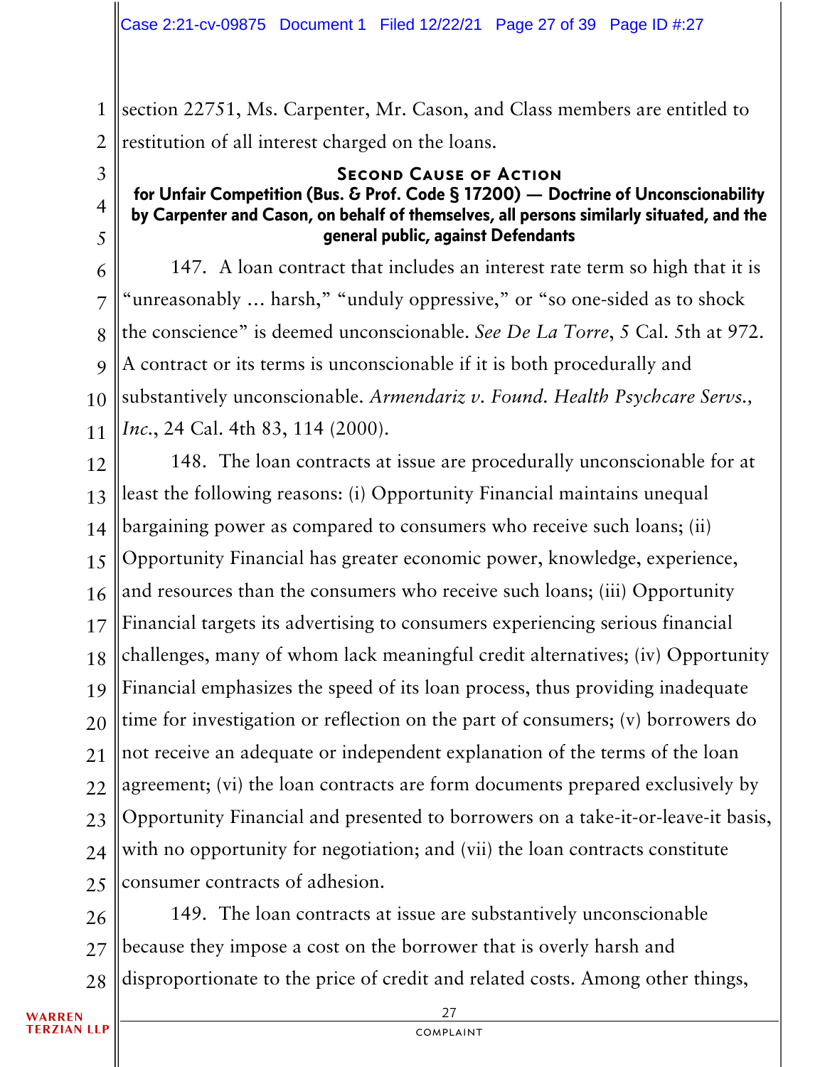section 22751, Ms. Carpenter, Mr. Cason, and Class members are entitled to restitution of all interest charged on the loans.

## Second Cause of Action

### for Unfair Competition (Bus. & Prof. Code § 17200) — Doctrine of Unconscionability by Carpenter and Cason, on behalf of themselves, all persons similarly situated, and the general public, against Defendants

147. A loan contract that includes an interest rate term so high that it is "unreasonably … harsh," "unduly oppressive," or "so one-sided as to shock the conscience" is deemed unconscionable. *See De La Torre*, 5 Cal. 5th at 972. A contract or its terms is unconscionable if it is both procedurally and substantively unconscionable. *Armendariz v. Found. Health Psychcare Servs., Inc.*, 24 Cal. 4th 83, 114 (2000).

148. The loan contracts at issue are procedurally unconscionable for at least the following reasons: (i) Opportunity Financial maintains unequal bargaining power as compared to consumers who receive such loans; (ii) Opportunity Financial has greater economic power, knowledge, experience, and resources than the consumers who receive such loans; (iii) Opportunity Financial targets its advertising to consumers experiencing serious financial challenges, many of whom lack meaningful credit alternatives; (iv) Opportunity Financial emphasizes the speed of its loan process, thus providing inadequate time for investigation or reflection on the part of consumers; (v) borrowers do not receive an adequate or independent explanation of the terms of the loan agreement; (vi) the loan contracts are form documents prepared exclusively by Opportunity Financial and presented to borrowers on a take-it-or-leave-it basis, with no opportunity for negotiation; and (vii) the loan contracts constitute consumer contracts of adhesion.

149. The loan contracts at issue are substantively unconscionable because they impose a cost on the borrower that is overly harsh and disproportionate to the price of credit and related costs. Among other things,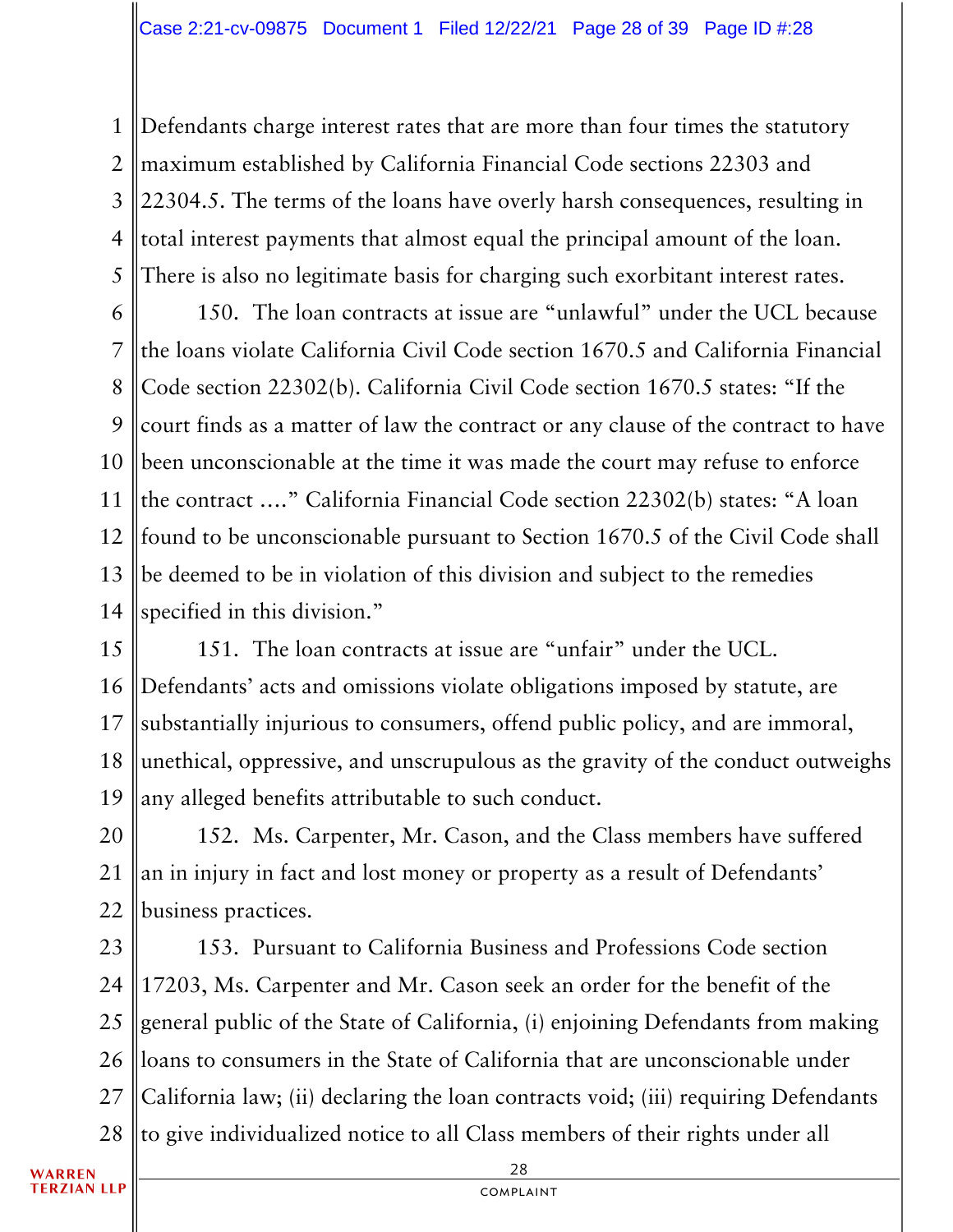Defendants charge interest rates that are more than four times the statutory maximum established by California Financial Code sections 22303 and 22304.5. The terms of the loans have overly harsh consequences, resulting in total interest payments that almost equal the principal amount of the loan. There is also no legitimate basis for charging such exorbitant interest rates.

150. The loan contracts at issue are "unlawful" under the UCL because the loans violate California Civil Code section 1670.5 and California Financial Code section 22302(b). California Civil Code section 1670.5 states: "If the court finds as a matter of law the contract or any clause of the contract to have been unconscionable at the time it was made the court may refuse to enforce the contract …." California Financial Code section 22302(b) states: "A loan found to be unconscionable pursuant to Section 1670.5 of the Civil Code shall be deemed to be in violation of this division and subject to the remedies specified in this division."

151. The loan contracts at issue are "unfair" under the UCL. Defendants' acts and omissions violate obligations imposed by statute, are substantially injurious to consumers, offend public policy, and are immoral, unethical, oppressive, and unscrupulous as the gravity of the conduct outweighs any alleged benefits attributable to such conduct.

152. Ms. Carpenter, Mr. Cason, and the Class members have suffered an in injury in fact and lost money or property as a result of Defendants' business practices.

153. Pursuant to California Business and Professions Code section 17203, Ms. Carpenter and Mr. Cason seek an order for the benefit of the general public of the State of California, (i) enjoining Defendants from making loans to consumers in the State of California that are unconscionable under California law; (ii) declaring the loan contracts void; (iii) requiring Defendants to give individualized notice to all Class members of their rights under all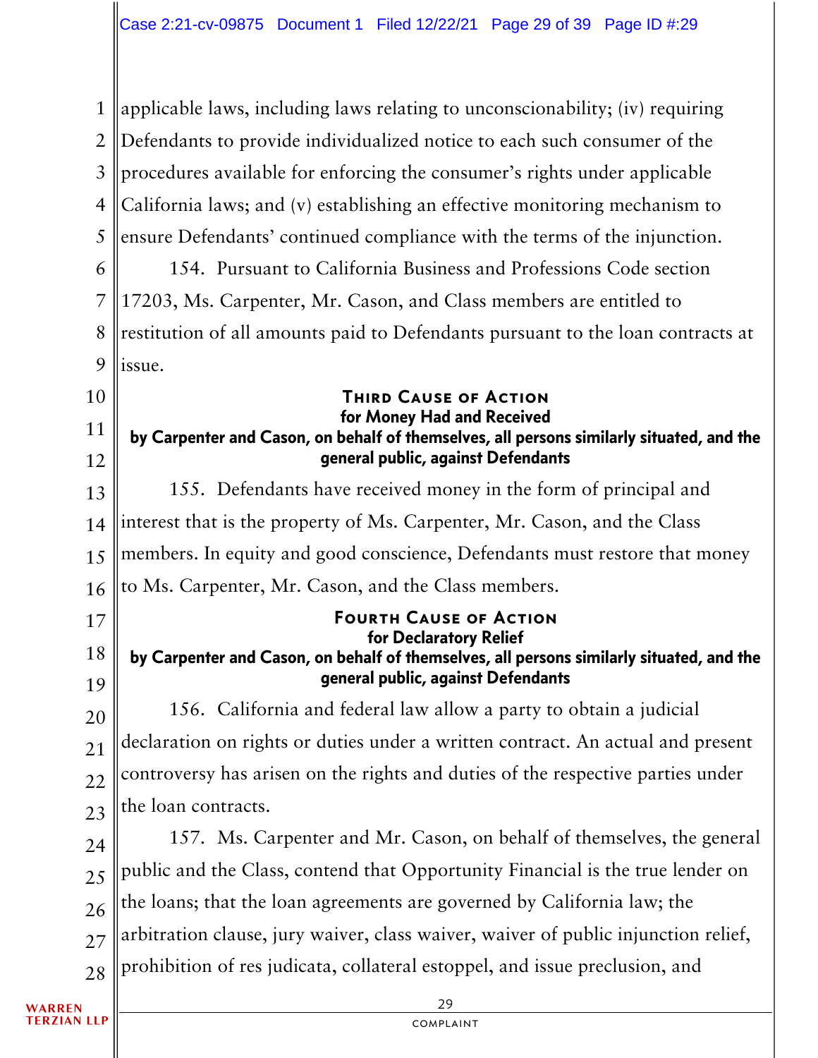applicable laws, including laws relating to unconscionability; (iv) requiring Defendants to provide individualized notice to each such consumer of the procedures available for enforcing the consumer's rights under applicable California laws; and (v) establishing an effective monitoring mechanism to ensure Defendants' continued compliance with the terms of the injunction.

154. Pursuant to California Business and Professions Code section 17203, Ms. Carpenter, Mr. Cason, and Class members are entitled to restitution of all amounts paid to Defendants pursuant to the loan contracts at issue.

## Third Cause of Action
### for Money Had and Received
### by Carpenter and Cason, on behalf of themselves, all persons similarly situated, and the general public, against Defendants

155. Defendants have received money in the form of principal and interest that is the property of Ms. Carpenter, Mr. Cason, and the Class members. In equity and good conscience, Defendants must restore that money to Ms. Carpenter, Mr. Cason, and the Class members.

## Fourth Cause of Action
### for Declaratory Relief
### by Carpenter and Cason, on behalf of themselves, all persons similarly situated, and the general public, against Defendants

156. California and federal law allow a party to obtain a judicial declaration on rights or duties under a written contract. An actual and present controversy has arisen on the rights and duties of the respective parties under the loan contracts.

157. Ms. Carpenter and Mr. Cason, on behalf of themselves, the general public and the Class, contend that Opportunity Financial is the true lender on the loans; that the loan agreements are governed by California law; the arbitration clause, jury waiver, class waiver, waiver of public injunction relief, prohibition of res judicata, collateral estoppel, and issue preclusion, and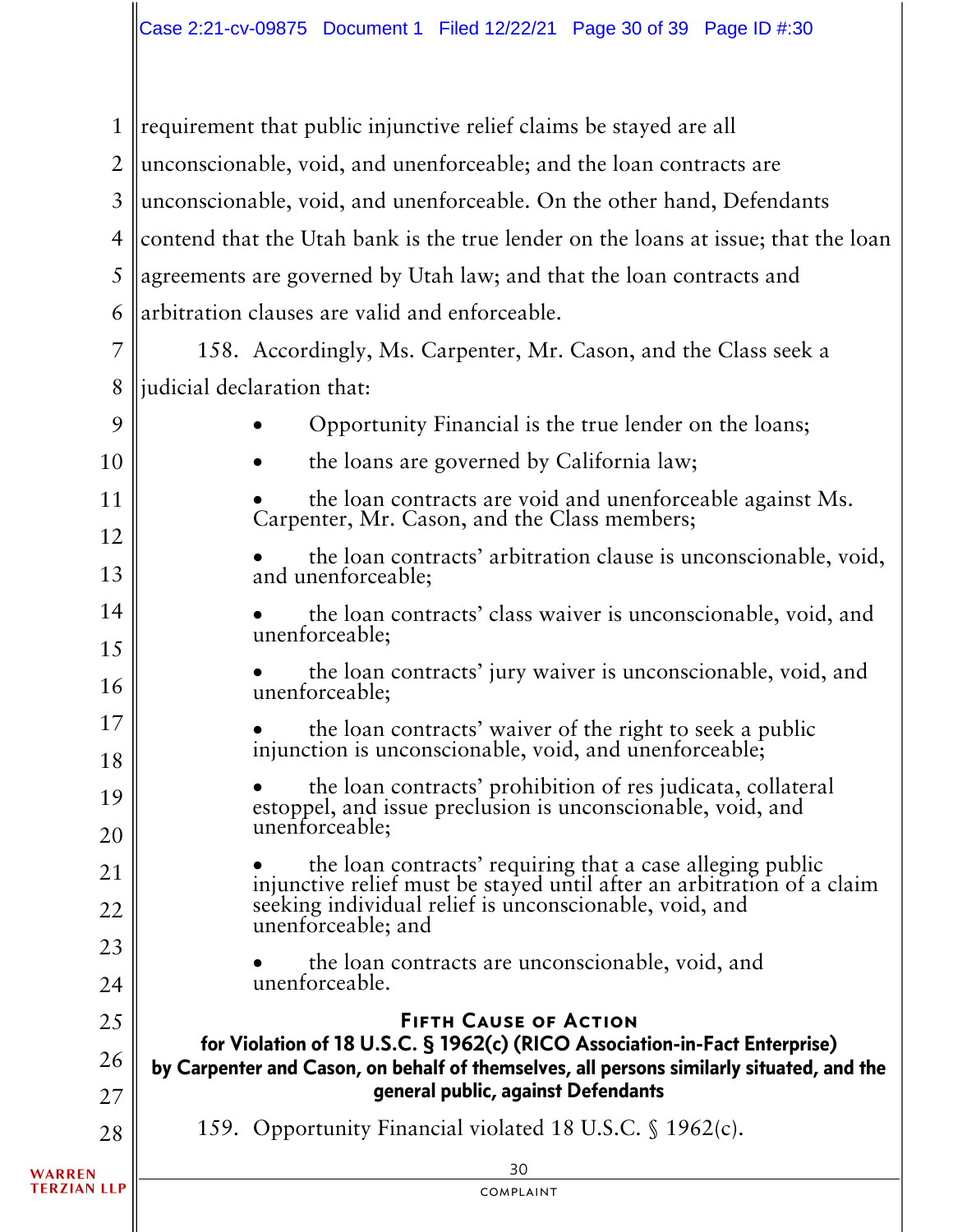requirement that public injunctive relief claims be stayed are all unconscionable, void, and unenforceable; and the loan contracts are unconscionable, void, and unenforceable. On the other hand, Defendants contend that the Utah bank is the true lender on the loans at issue; that the loan agreements are governed by Utah law; and that the loan contracts and arbitration clauses are valid and enforceable.

158. Accordingly, Ms. Carpenter, Mr. Cason, and the Class seek a judicial declaration that:

- Opportunity Financial is the true lender on the loans;
- the loans are governed by California law;
- the loan contracts are void and unenforceable against Ms. Carpenter, Mr. Cason, and the Class members;
- the loan contracts' arbitration clause is unconscionable, void, and unenforceable;
- the loan contracts' class waiver is unconscionable, void, and unenforceable;
- the loan contracts' jury waiver is unconscionable, void, and unenforceable;
- the loan contracts' waiver of the right to seek a public injunction is unconscionable, void, and unenforceable;
- the loan contracts' prohibition of res judicata, collateral estoppel, and issue preclusion is unconscionable, void, and unenforceable;
- the loan contracts' requiring that a case alleging public injunctive relief must be stayed until after an arbitration of a claim seeking individual relief is unconscionable, void, and unenforceable; and
- the loan contracts are unconscionable, void, and unenforceable.

## Fifth Cause of Action

**for Violation of 18 U.S.C. § 1962(c) (RICO Association-in-Fact Enterprise) by Carpenter and Cason, on behalf of themselves, all persons similarly situated, and the general public, against Defendants**

159. Opportunity Financial violated 18 U.S.C. § 1962(c).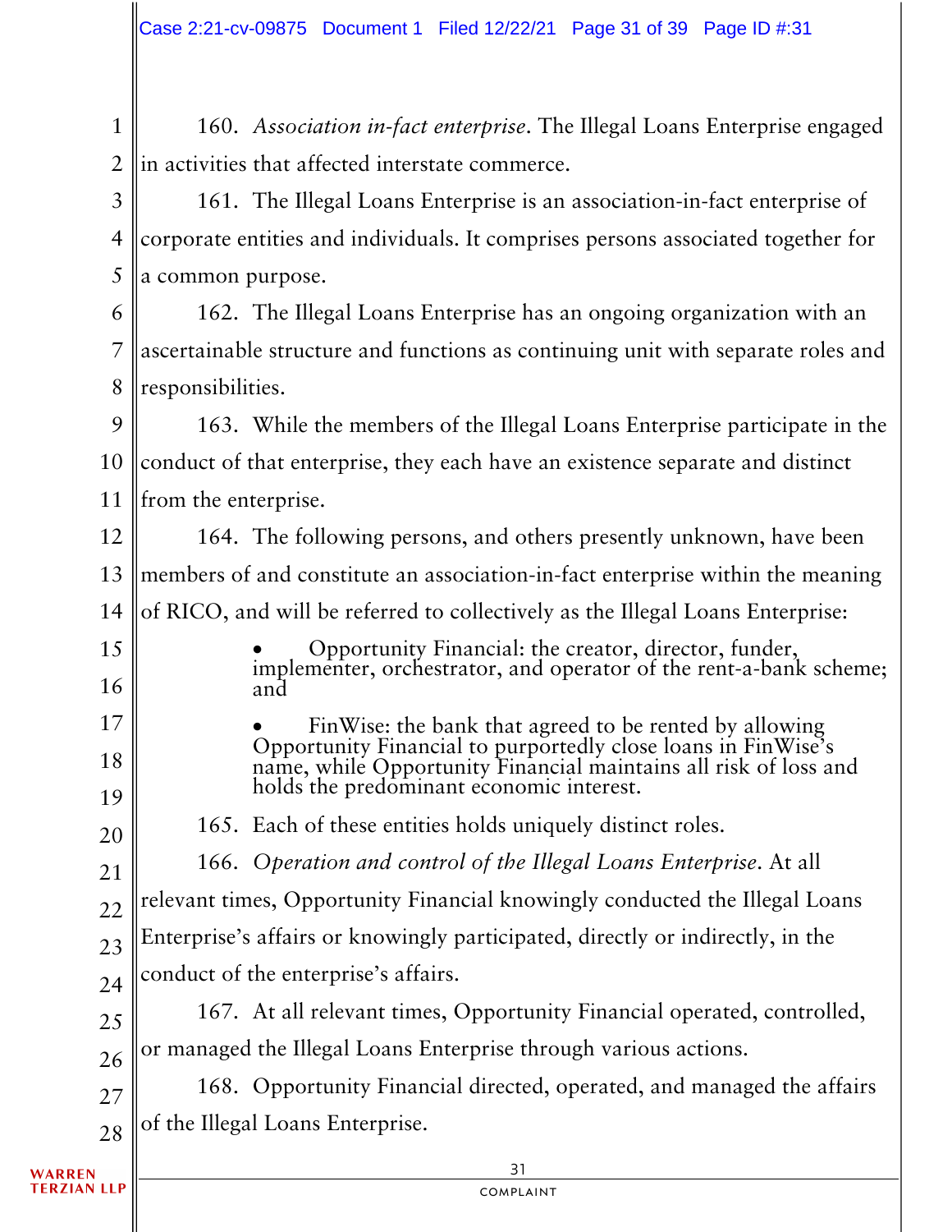160. *Association in-fact enterprise*. The Illegal Loans Enterprise engaged in activities that affected interstate commerce.

161. The Illegal Loans Enterprise is an association-in-fact enterprise of corporate entities and individuals. It comprises persons associated together for a common purpose.

162. The Illegal Loans Enterprise has an ongoing organization with an ascertainable structure and functions as continuing unit with separate roles and responsibilities.

163. While the members of the Illegal Loans Enterprise participate in the conduct of that enterprise, they each have an existence separate and distinct from the enterprise.

164. The following persons, and others presently unknown, have been members of and constitute an association-in-fact enterprise within the meaning of RICO, and will be referred to collectively as the Illegal Loans Enterprise:

- Opportunity Financial: the creator, director, funder, implementer, orchestrator, and operator of the rent-a-bank scheme; and

- FinWise: the bank that agreed to be rented by allowing Opportunity Financial to purportedly close loans in FinWise's name, while Opportunity Financial maintains all risk of loss and holds the predominant economic interest.

165. Each of these entities holds uniquely distinct roles.

166. *Operation and control of the Illegal Loans Enterprise*. At all relevant times, Opportunity Financial knowingly conducted the Illegal Loans Enterprise's affairs or knowingly participated, directly or indirectly, in the conduct of the enterprise's affairs.

167. At all relevant times, Opportunity Financial operated, controlled, or managed the Illegal Loans Enterprise through various actions.

168. Opportunity Financial directed, operated, and managed the affairs of the Illegal Loans Enterprise.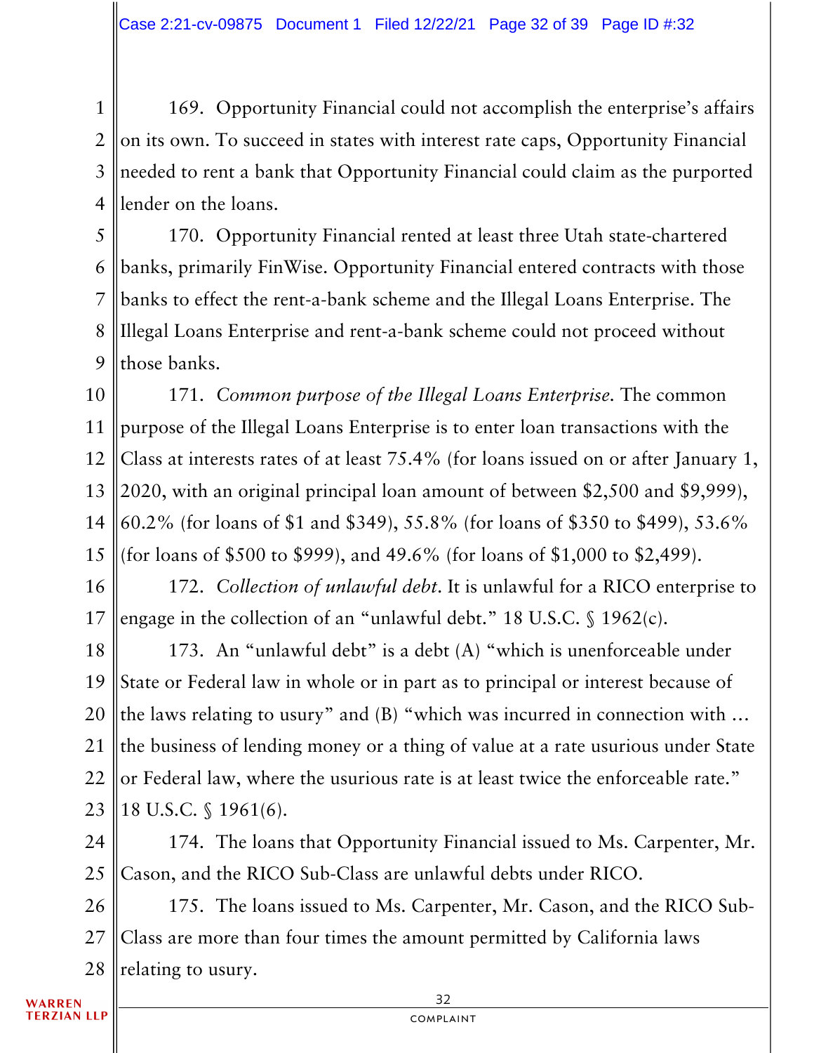169. Opportunity Financial could not accomplish the enterprise's affairs on its own. To succeed in states with interest rate caps, Opportunity Financial needed to rent a bank that Opportunity Financial could claim as the purported lender on the loans.

170. Opportunity Financial rented at least three Utah state-chartered banks, primarily FinWise. Opportunity Financial entered contracts with those banks to effect the rent-a-bank scheme and the Illegal Loans Enterprise. The Illegal Loans Enterprise and rent-a-bank scheme could not proceed without those banks.

171. *Common purpose of the Illegal Loans Enterprise.* The common purpose of the Illegal Loans Enterprise is to enter loan transactions with the Class at interests rates of at least 75.4% (for loans issued on or after January 1, 2020, with an original principal loan amount of between $2,500 and $9,999), 60.2% (for loans of $1 and $349), 55.8% (for loans of $350 to $499), 53.6% (for loans of $500 to $999), and 49.6% (for loans of $1,000 to $2,499).

172. *Collection of unlawful debt*. It is unlawful for a RICO enterprise to engage in the collection of an "unlawful debt." 18 U.S.C. § 1962(c).

173. An "unlawful debt" is a debt (A) "which is unenforceable under State or Federal law in whole or in part as to principal or interest because of the laws relating to usury" and (B) "which was incurred in connection with … the business of lending money or a thing of value at a rate usurious under State or Federal law, where the usurious rate is at least twice the enforceable rate." 18 U.S.C. § 1961(6).

174. The loans that Opportunity Financial issued to Ms. Carpenter, Mr. Cason, and the RICO Sub-Class are unlawful debts under RICO.

175. The loans issued to Ms. Carpenter, Mr. Cason, and the RICO Sub-Class are more than four times the amount permitted by California laws relating to usury.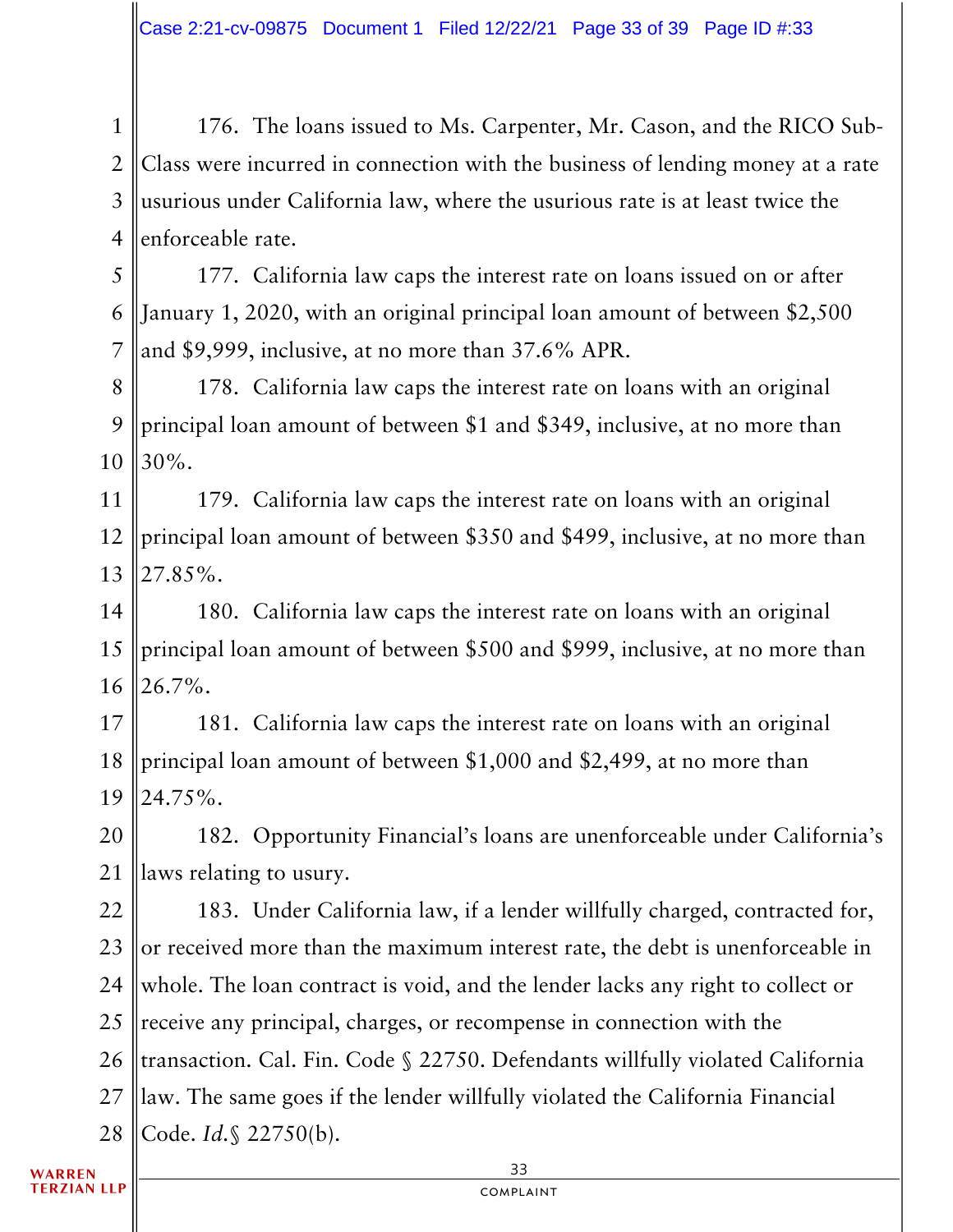176. The loans issued to Ms. Carpenter, Mr. Cason, and the RICO Sub-Class were incurred in connection with the business of lending money at a rate usurious under California law, where the usurious rate is at least twice the enforceable rate.

177. California law caps the interest rate on loans issued on or after January 1, 2020, with an original principal loan amount of between $2,500 and $9,999, inclusive, at no more than 37.6% APR.

178. California law caps the interest rate on loans with an original principal loan amount of between $1 and $349, inclusive, at no more than 30%.

179. California law caps the interest rate on loans with an original principal loan amount of between $350 and $499, inclusive, at no more than 27.85%.

180. California law caps the interest rate on loans with an original principal loan amount of between $500 and $999, inclusive, at no more than 26.7%.

181. California law caps the interest rate on loans with an original principal loan amount of between $1,000 and $2,499, at no more than 24.75%.

182. Opportunity Financial's loans are unenforceable under California's laws relating to usury.

183. Under California law, if a lender willfully charged, contracted for, or received more than the maximum interest rate, the debt is unenforceable in whole. The loan contract is void, and the lender lacks any right to collect or receive any principal, charges, or recompense in connection with the transaction. Cal. Fin. Code § 22750. Defendants willfully violated California law. The same goes if the lender willfully violated the California Financial Code. *Id.*§ 22750(b).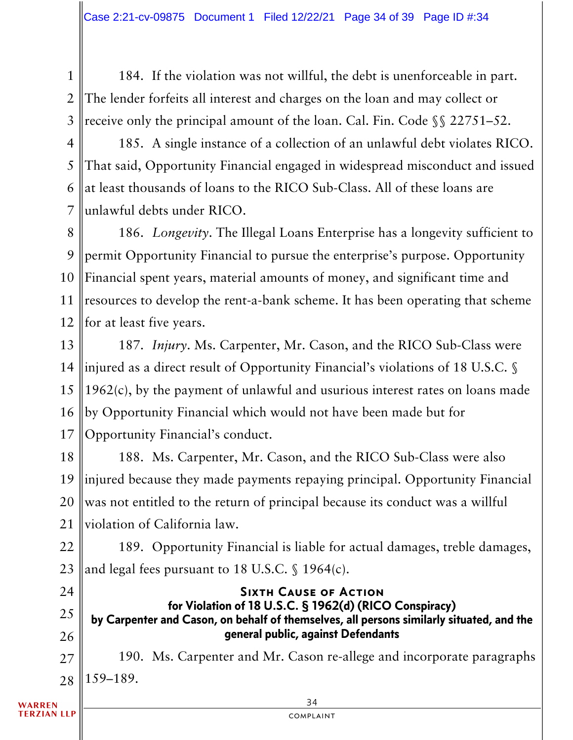184. If the violation was not willful, the debt is unenforceable in part. The lender forfeits all interest and charges on the loan and may collect or receive only the principal amount of the loan. Cal. Fin. Code §§ 22751–52.

185. A single instance of a collection of an unlawful debt violates RICO. That said, Opportunity Financial engaged in widespread misconduct and issued at least thousands of loans to the RICO Sub-Class. All of these loans are unlawful debts under RICO.

186. *Longevity*. The Illegal Loans Enterprise has a longevity sufficient to permit Opportunity Financial to pursue the enterprise's purpose. Opportunity Financial spent years, material amounts of money, and significant time and resources to develop the rent-a-bank scheme. It has been operating that scheme for at least five years.

187. *Injury*. Ms. Carpenter, Mr. Cason, and the RICO Sub-Class were injured as a direct result of Opportunity Financial's violations of 18 U.S.C. § 1962(c), by the payment of unlawful and usurious interest rates on loans made by Opportunity Financial which would not have been made but for Opportunity Financial's conduct.

188. Ms. Carpenter, Mr. Cason, and the RICO Sub-Class were also injured because they made payments repaying principal. Opportunity Financial was not entitled to the return of principal because its conduct was a willful violation of California law.

189. Opportunity Financial is liable for actual damages, treble damages, and legal fees pursuant to 18 U.S.C. § 1964(c).

## Sixth Cause of Action
### for Violation of 18 U.S.C. § 1962(d) (RICO Conspiracy)
### by Carpenter and Cason, on behalf of themselves, all persons similarly situated, and the general public, against Defendants

190. Ms. Carpenter and Mr. Cason re-allege and incorporate paragraphs 159–189.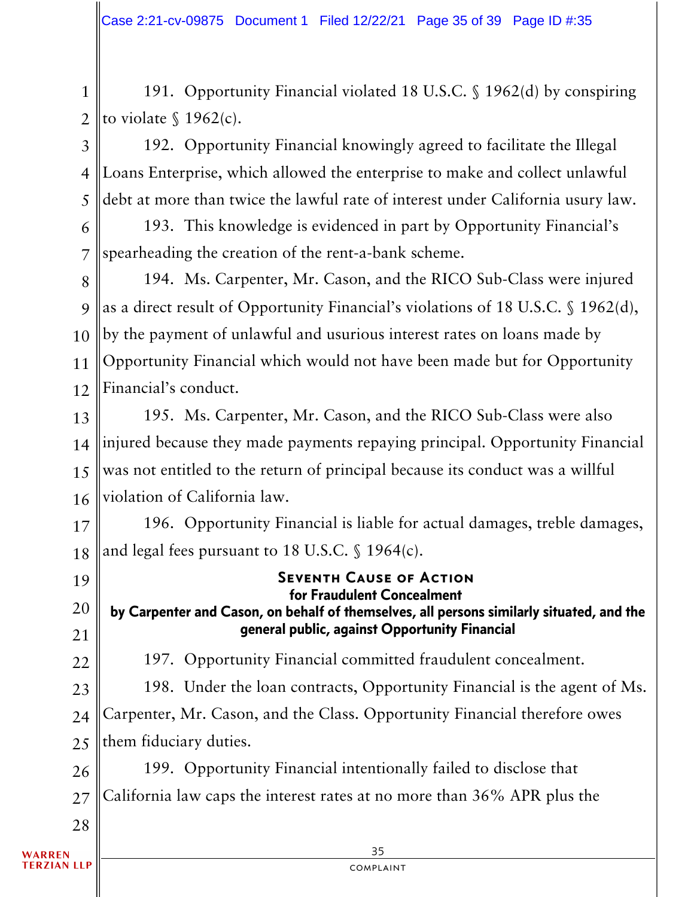191. Opportunity Financial violated 18 U.S.C. § 1962(d) by conspiring to violate § 1962(c).

192. Opportunity Financial knowingly agreed to facilitate the Illegal Loans Enterprise, which allowed the enterprise to make and collect unlawful debt at more than twice the lawful rate of interest under California usury law.

193. This knowledge is evidenced in part by Opportunity Financial's spearheading the creation of the rent-a-bank scheme.

194. Ms. Carpenter, Mr. Cason, and the RICO Sub-Class were injured as a direct result of Opportunity Financial's violations of 18 U.S.C. § 1962(d), by the payment of unlawful and usurious interest rates on loans made by Opportunity Financial which would not have been made but for Opportunity Financial's conduct.

195. Ms. Carpenter, Mr. Cason, and the RICO Sub-Class were also injured because they made payments repaying principal. Opportunity Financial was not entitled to the return of principal because its conduct was a willful violation of California law.

196. Opportunity Financial is liable for actual damages, treble damages, and legal fees pursuant to 18 U.S.C. § 1964(c).

## Seventh Cause of Action
### for Fraudulent Concealment
### by Carpenter and Cason, on behalf of themselves, all persons similarly situated, and the general public, against Opportunity Financial

197. Opportunity Financial committed fraudulent concealment.

198. Under the loan contracts, Opportunity Financial is the agent of Ms. Carpenter, Mr. Cason, and the Class. Opportunity Financial therefore owes them fiduciary duties.

199. Opportunity Financial intentionally failed to disclose that California law caps the interest rates at no more than 36% APR plus the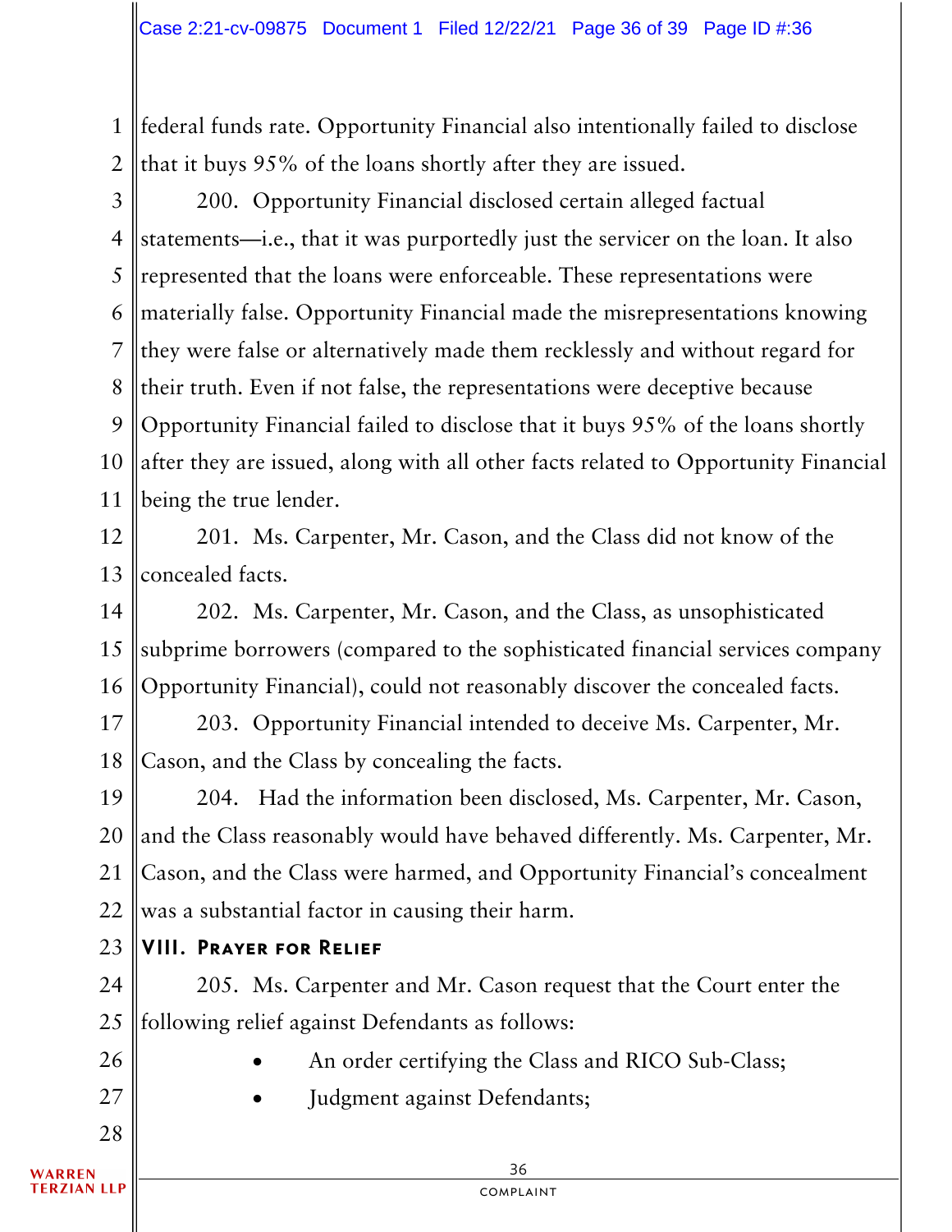federal funds rate. Opportunity Financial also intentionally failed to disclose that it buys 95% of the loans shortly after they are issued.

200. Opportunity Financial disclosed certain alleged factual statements—i.e., that it was purportedly just the servicer on the loan. It also represented that the loans were enforceable. These representations were materially false. Opportunity Financial made the misrepresentations knowing they were false or alternatively made them recklessly and without regard for their truth. Even if not false, the representations were deceptive because Opportunity Financial failed to disclose that it buys 95% of the loans shortly after they are issued, along with all other facts related to Opportunity Financial being the true lender.

201. Ms. Carpenter, Mr. Cason, and the Class did not know of the concealed facts.

202. Ms. Carpenter, Mr. Cason, and the Class, as unsophisticated subprime borrowers (compared to the sophisticated financial services company Opportunity Financial), could not reasonably discover the concealed facts.

203. Opportunity Financial intended to deceive Ms. Carpenter, Mr. Cason, and the Class by concealing the facts.

204. Had the information been disclosed, Ms. Carpenter, Mr. Cason, and the Class reasonably would have behaved differently. Ms. Carpenter, Mr. Cason, and the Class were harmed, and Opportunity Financial's concealment was a substantial factor in causing their harm.

## VIII. Prayer for Relief

205. Ms. Carpenter and Mr. Cason request that the Court enter the following relief against Defendants as follows:

- An order certifying the Class and RICO Sub-Class;
- Judgment against Defendants;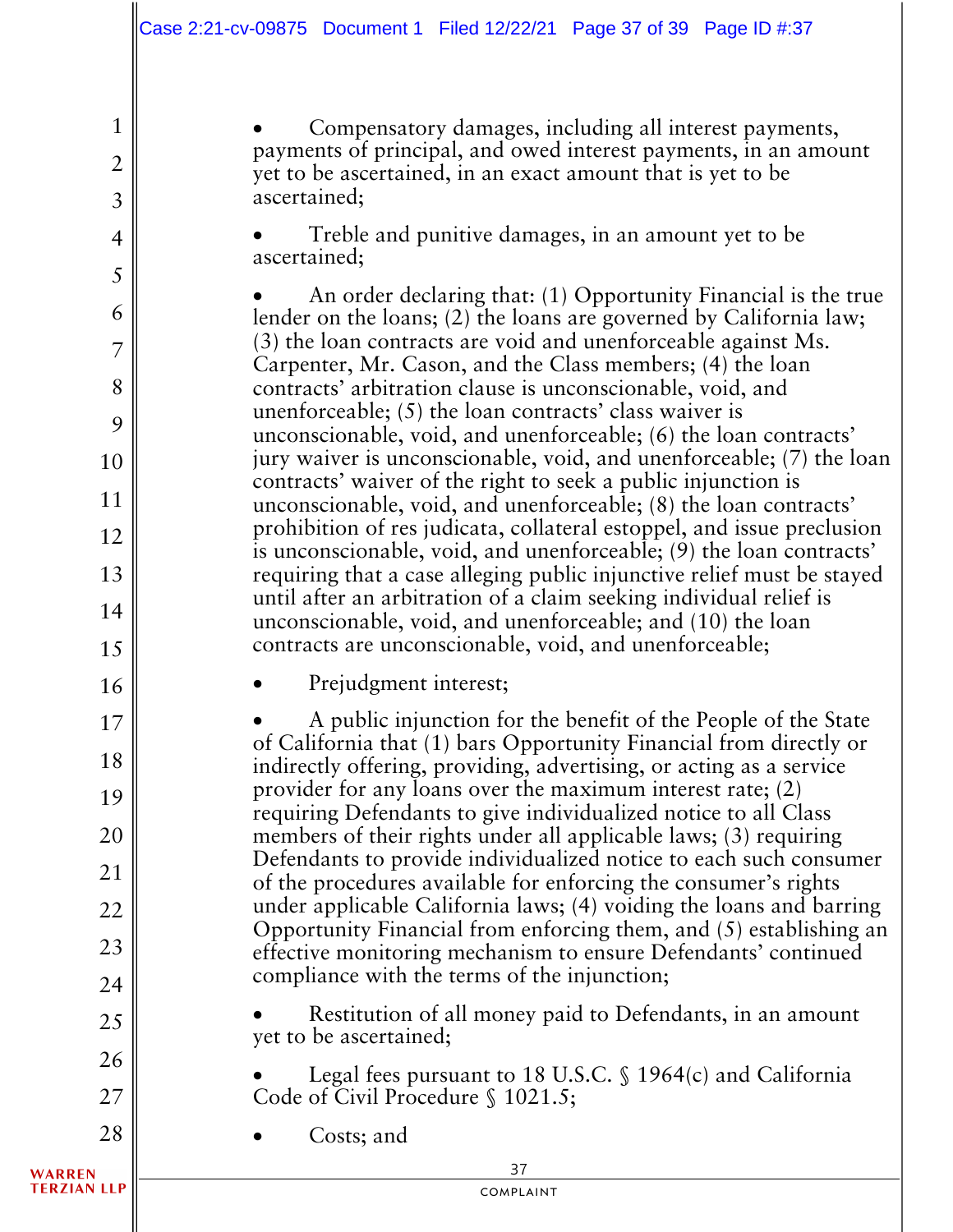- Compensatory damages, including all interest payments, payments of principal, and owed interest payments, in an amount yet to be ascertained, in an exact amount that is yet to be ascertained;
- Treble and punitive damages, in an amount yet to be ascertained;
- An order declaring that: (1) Opportunity Financial is the true lender on the loans; (2) the loans are governed by California law; (3) the loan contracts are void and unenforceable against Ms. Carpenter, Mr. Cason, and the Class members; (4) the loan contracts' arbitration clause is unconscionable, void, and unenforceable; (5) the loan contracts' class waiver is unconscionable, void, and unenforceable; (6) the loan contracts' jury waiver is unconscionable, void, and unenforceable; (7) the loan contracts' waiver of the right to seek a public injunction is unconscionable, void, and unenforceable; (8) the loan contracts' prohibition of res judicata, collateral estoppel, and issue preclusion is unconscionable, void, and unenforceable; (9) the loan contracts' requiring that a case alleging public injunctive relief must be stayed until after an arbitration of a claim seeking individual relief is unconscionable, void, and unenforceable; and (10) the loan contracts are unconscionable, void, and unenforceable;
- Prejudgment interest;
- A public injunction for the benefit of the People of the State of California that (1) bars Opportunity Financial from directly or indirectly offering, providing, advertising, or acting as a service provider for any loans over the maximum interest rate; (2) requiring Defendants to give individualized notice to all Class members of their rights under all applicable laws; (3) requiring Defendants to provide individualized notice to each such consumer of the procedures available for enforcing the consumer's rights under applicable California laws; (4) voiding the loans and barring Opportunity Financial from enforcing them, and (5) establishing an effective monitoring mechanism to ensure Defendants' continued compliance with the terms of the injunction;
- Restitution of all money paid to Defendants, in an amount yet to be ascertained;
- Legal fees pursuant to 18 U.S.C. § 1964(c) and California Code of Civil Procedure § 1021.5;
- Costs; and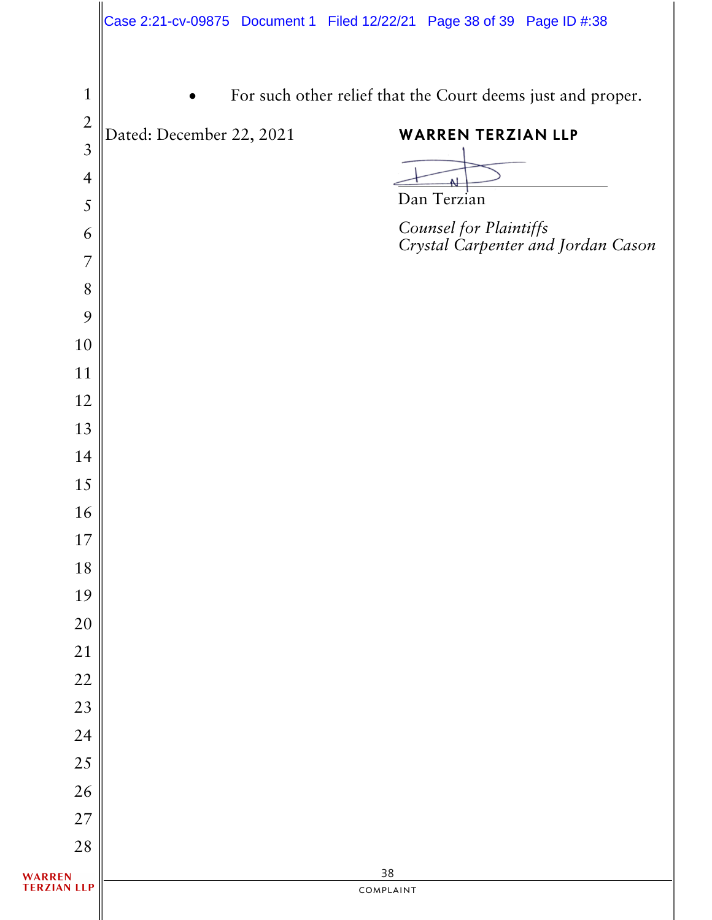- For such other relief that the Court deems just and proper.

Dated: December 22, 2021

**WARREN TERZIAN LLP**

Dan Terzian

*Counsel for Plaintiffs*
*Crystal Carpenter and Jordan Cason*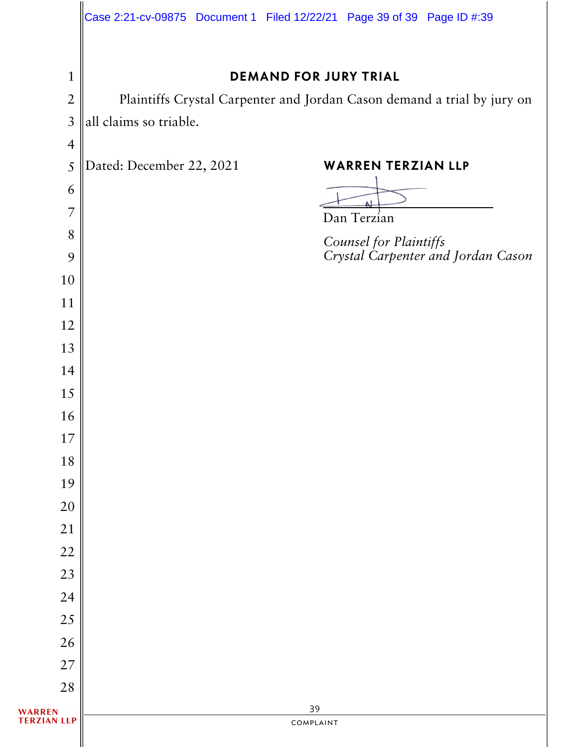## DEMAND FOR JURY TRIAL

Plaintiffs Crystal Carpenter and Jordan Cason demand a trial by jury on all claims so triable.

Dated: December 22, 2021

**WARREN TERZIAN LLP**

Dan Terzian

*Counsel for Plaintiffs*
*Crystal Carpenter and Jordan Cason*